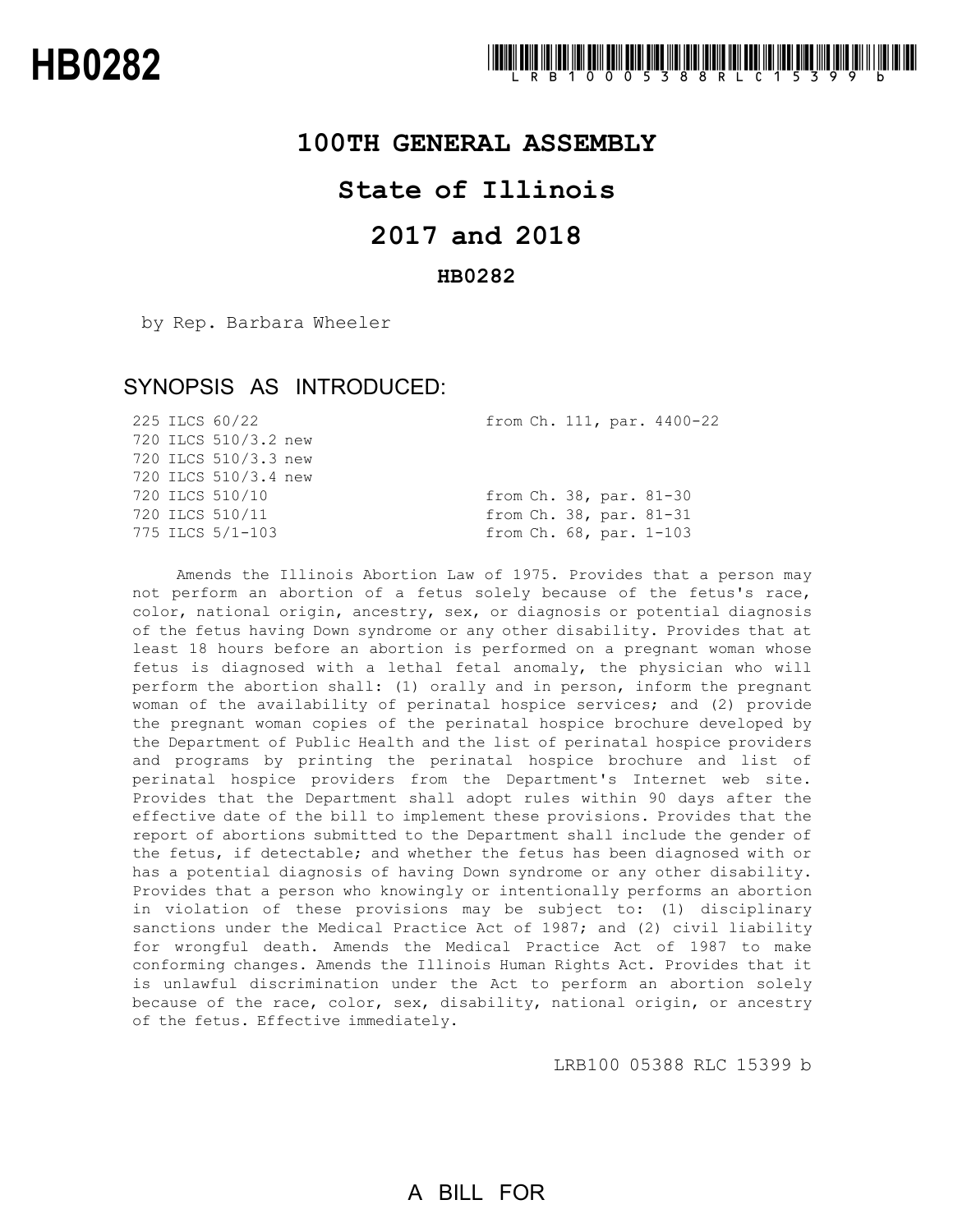# HB0282

LRB100 05388 RLC 15399 b

## 100TH GENERAL ASSEMBLY

## State of Illinois

## 2017 and 2018

### HB0282

by Rep. Barbara Wheeler

### SYNOPSIS AS INTRODUCED:

| | |
|---|---|
| 225 ILCS 60/22 | from Ch. 111, par. 4400-22 |
| 720 ILCS 510/3.2 new | |
| 720 ILCS 510/3.3 new | |
| 720 ILCS 510/3.4 new | |
| 720 ILCS 510/10 | from Ch. 38, par. 81-30 |
| 720 ILCS 510/11 | from Ch. 38, par. 81-31 |
| 775 ILCS 5/1-103 | from Ch. 68, par. 1-103 |

Amends the Illinois Abortion Law of 1975. Provides that a person may not perform an abortion of a fetus solely because of the fetus's race, color, national origin, ancestry, sex, or diagnosis or potential diagnosis of the fetus having Down syndrome or any other disability. Provides that at least 18 hours before an abortion is performed on a pregnant woman whose fetus is diagnosed with a lethal fetal anomaly, the physician who will perform the abortion shall: (1) orally and in person, inform the pregnant woman of the availability of perinatal hospice services; and (2) provide the pregnant woman copies of the perinatal hospice brochure developed by the Department of Public Health and the list of perinatal hospice providers and programs by printing the perinatal hospice brochure and list of perinatal hospice providers from the Department's Internet web site. Provides that the Department shall adopt rules within 90 days after the effective date of the bill to implement these provisions. Provides that the report of abortions submitted to the Department shall include the gender of the fetus, if detectable; and whether the fetus has been diagnosed with or has a potential diagnosis of having Down syndrome or any other disability. Provides that a person who knowingly or intentionally performs an abortion in violation of these provisions may be subject to: (1) disciplinary sanctions under the Medical Practice Act of 1987; and (2) civil liability for wrongful death. Amends the Medical Practice Act of 1987 to make conforming changes. Amends the Illinois Human Rights Act. Provides that it is unlawful discrimination under the Act to perform an abortion solely because of the race, color, sex, disability, national origin, or ancestry of the fetus. Effective immediately.

LRB100 05388 RLC 15399 b

A BILL FOR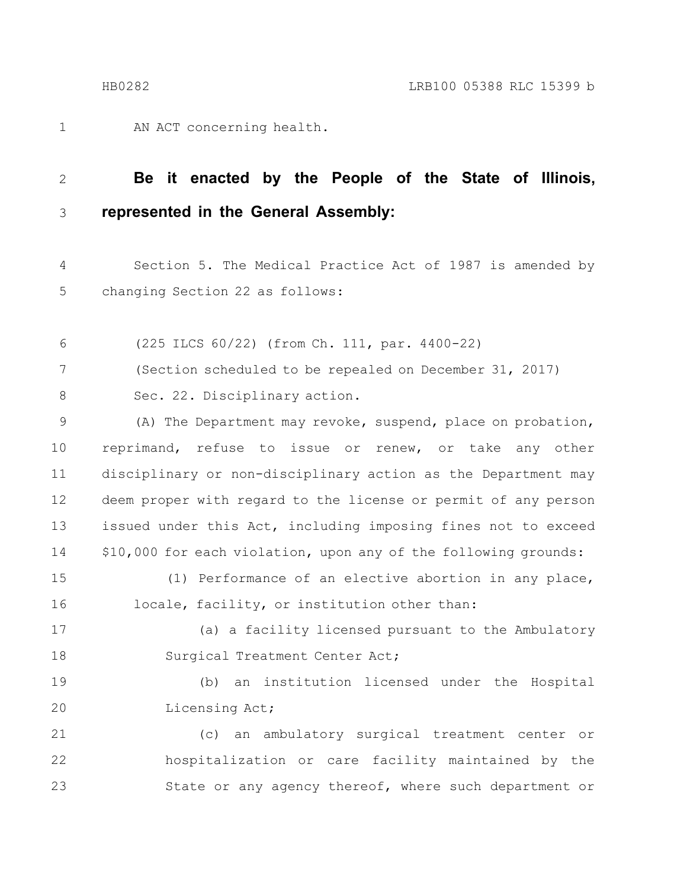AN ACT concerning health.

**Be it enacted by the People of the State of Illinois, represented in the General Assembly:**

Section 5. The Medical Practice Act of 1987 is amended by changing Section 22 as follows:

(225 ILCS 60/22) (from Ch. 111, par. 4400-22)

(Section scheduled to be repealed on December 31, 2017)

Sec. 22. Disciplinary action.

(A) The Department may revoke, suspend, place on probation, reprimand, refuse to issue or renew, or take any other disciplinary or non-disciplinary action as the Department may deem proper with regard to the license or permit of any person issued under this Act, including imposing fines not to exceed $10,000 for each violation, upon any of the following grounds:

(1) Performance of an elective abortion in any place, locale, facility, or institution other than:

(a) a facility licensed pursuant to the Ambulatory Surgical Treatment Center Act;

(b) an institution licensed under the Hospital Licensing Act;

(c) an ambulatory surgical treatment center or hospitalization or care facility maintained by the State or any agency thereof, where such department or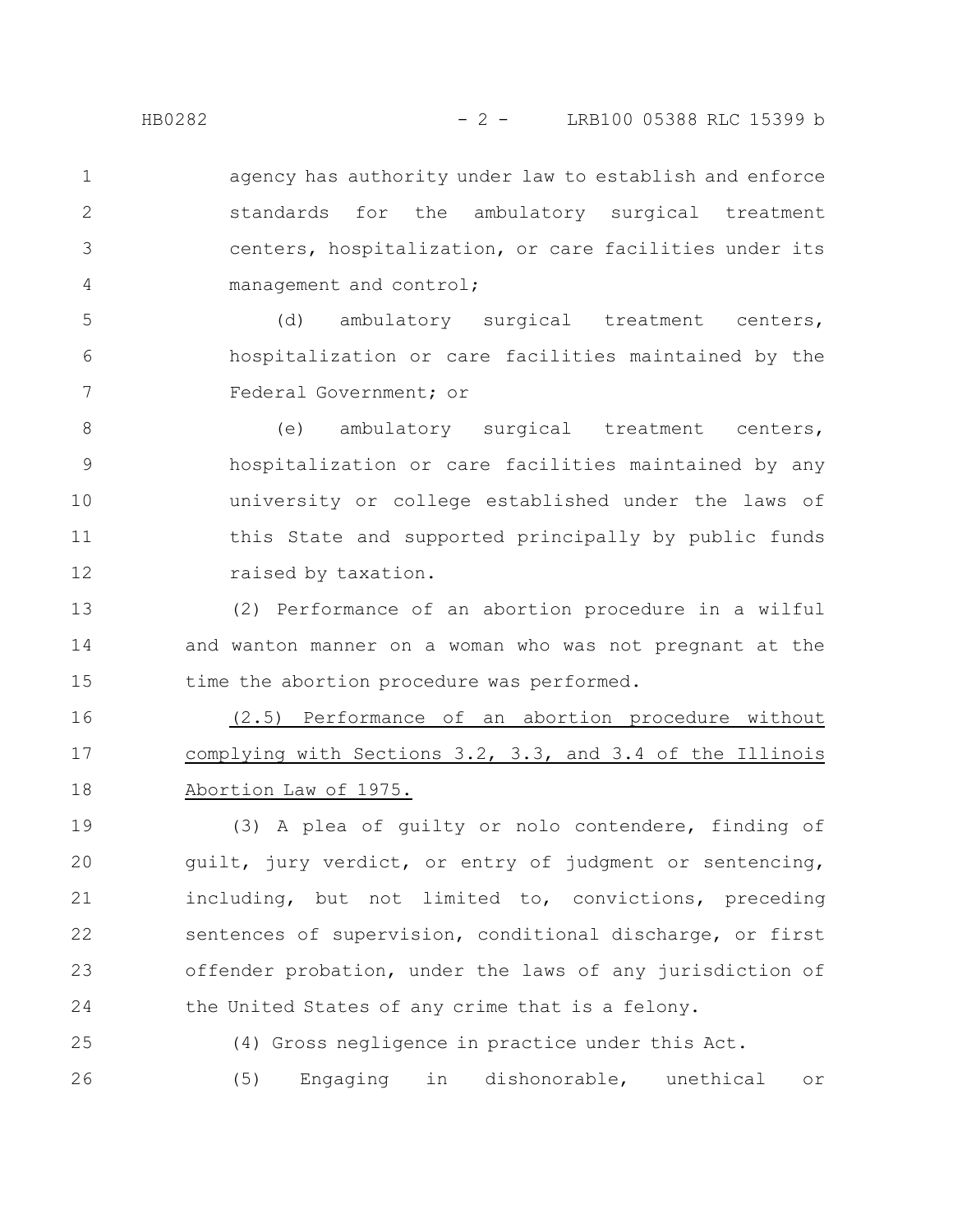agency has authority under law to establish and enforce standards for the ambulatory surgical treatment centers, hospitalization, or care facilities under its management and control;

(d) ambulatory surgical treatment centers, hospitalization or care facilities maintained by the Federal Government; or

(e) ambulatory surgical treatment centers, hospitalization or care facilities maintained by any university or college established under the laws of this State and supported principally by public funds raised by taxation.

(2) Performance of an abortion procedure in a wilful and wanton manner on a woman who was not pregnant at the time the abortion procedure was performed.

<u>(2.5) Performance of an abortion procedure without complying with Sections 3.2, 3.3, and 3.4 of the Illinois Abortion Law of 1975.</u>

(3) A plea of guilty or nolo contendere, finding of guilt, jury verdict, or entry of judgment or sentencing, including, but not limited to, convictions, preceding sentences of supervision, conditional discharge, or first offender probation, under the laws of any jurisdiction of the United States of any crime that is a felony.

(4) Gross negligence in practice under this Act.

(5) Engaging in dishonorable, unethical or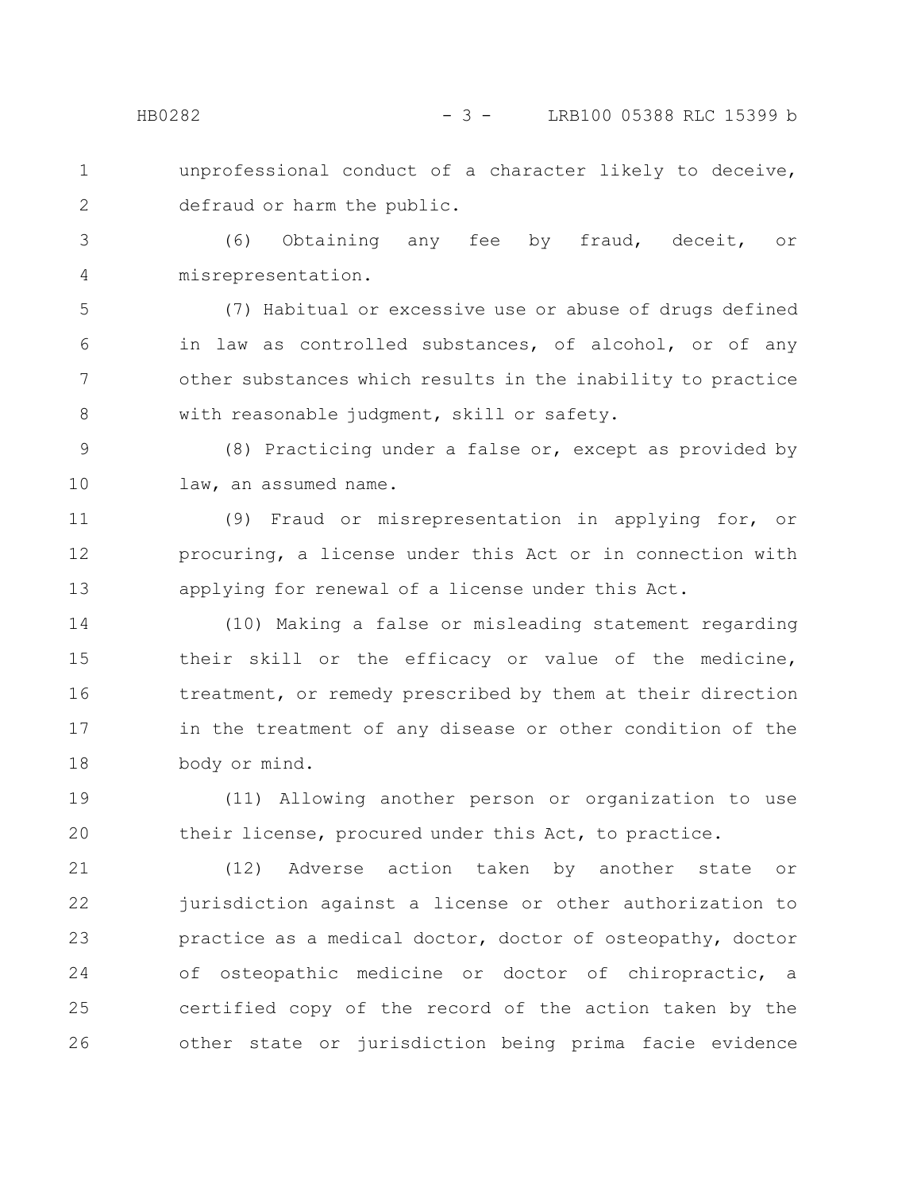unprofessional conduct of a character likely to deceive, defraud or harm the public.

(6) Obtaining any fee by fraud, deceit, or misrepresentation.

(7) Habitual or excessive use or abuse of drugs defined in law as controlled substances, of alcohol, or of any other substances which results in the inability to practice with reasonable judgment, skill or safety.

(8) Practicing under a false or, except as provided by law, an assumed name.

(9) Fraud or misrepresentation in applying for, or procuring, a license under this Act or in connection with applying for renewal of a license under this Act.

(10) Making a false or misleading statement regarding their skill or the efficacy or value of the medicine, treatment, or remedy prescribed by them at their direction in the treatment of any disease or other condition of the body or mind.

(11) Allowing another person or organization to use their license, procured under this Act, to practice.

(12) Adverse action taken by another state or jurisdiction against a license or other authorization to practice as a medical doctor, doctor of osteopathy, doctor of osteopathic medicine or doctor of chiropractic, a certified copy of the record of the action taken by the other state or jurisdiction being prima facie evidence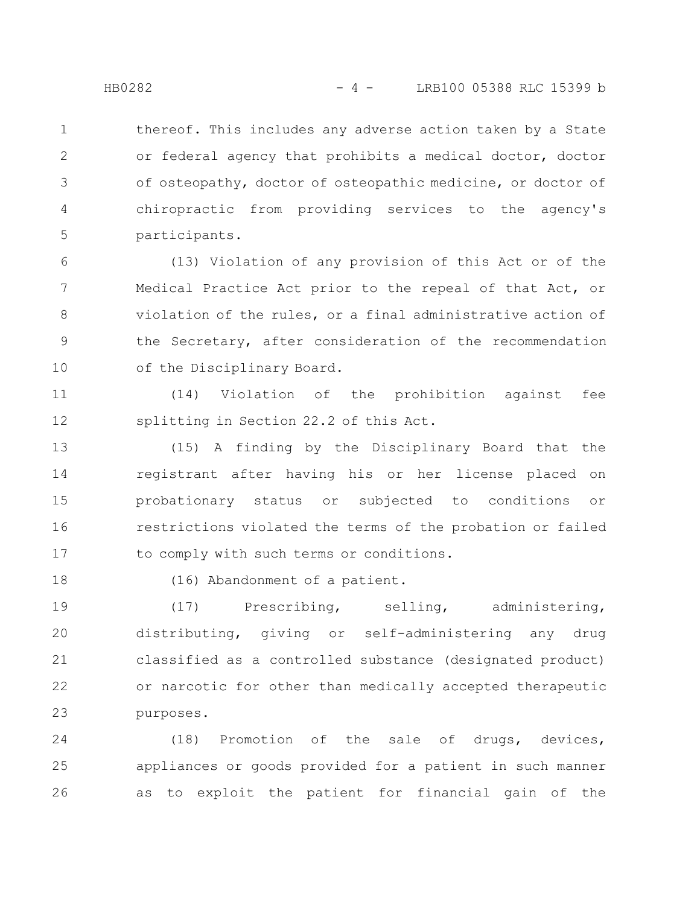thereof. This includes any adverse action taken by a State or federal agency that prohibits a medical doctor, doctor of osteopathy, doctor of osteopathic medicine, or doctor of chiropractic from providing services to the agency's participants.

(13) Violation of any provision of this Act or of the Medical Practice Act prior to the repeal of that Act, or violation of the rules, or a final administrative action of the Secretary, after consideration of the recommendation of the Disciplinary Board.

(14) Violation of the prohibition against fee splitting in Section 22.2 of this Act.

(15) A finding by the Disciplinary Board that the registrant after having his or her license placed on probationary status or subjected to conditions or restrictions violated the terms of the probation or failed to comply with such terms or conditions.

(16) Abandonment of a patient.

(17) Prescribing, selling, administering, distributing, giving or self-administering any drug classified as a controlled substance (designated product) or narcotic for other than medically accepted therapeutic purposes.

(18) Promotion of the sale of drugs, devices, appliances or goods provided for a patient in such manner as to exploit the patient for financial gain of the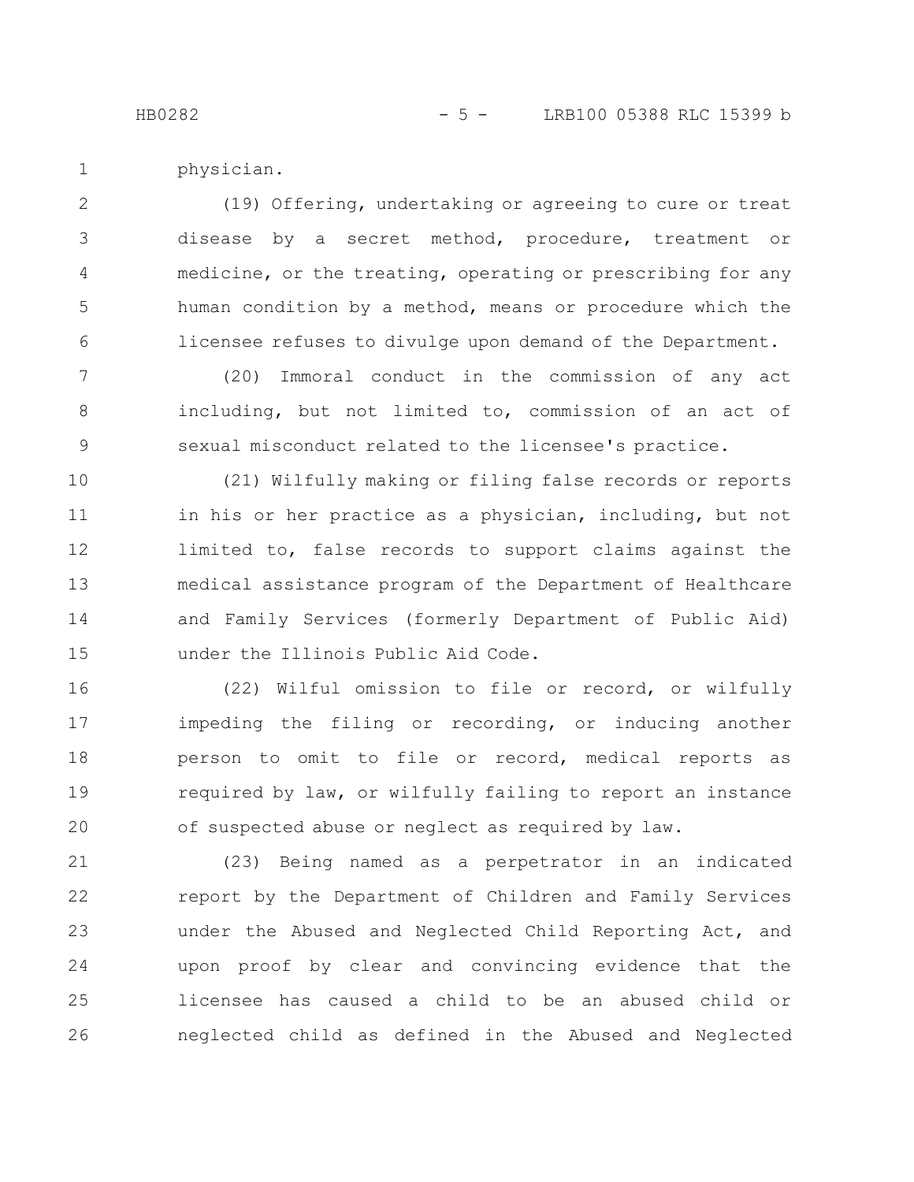physician.

(19) Offering, undertaking or agreeing to cure or treat disease by a secret method, procedure, treatment or medicine, or the treating, operating or prescribing for any human condition by a method, means or procedure which the licensee refuses to divulge upon demand of the Department.

(20) Immoral conduct in the commission of any act including, but not limited to, commission of an act of sexual misconduct related to the licensee's practice.

(21) Wilfully making or filing false records or reports in his or her practice as a physician, including, but not limited to, false records to support claims against the medical assistance program of the Department of Healthcare and Family Services (formerly Department of Public Aid) under the Illinois Public Aid Code.

(22) Wilful omission to file or record, or wilfully impeding the filing or recording, or inducing another person to omit to file or record, medical reports as required by law, or wilfully failing to report an instance of suspected abuse or neglect as required by law.

(23) Being named as a perpetrator in an indicated report by the Department of Children and Family Services under the Abused and Neglected Child Reporting Act, and upon proof by clear and convincing evidence that the licensee has caused a child to be an abused child or neglected child as defined in the Abused and Neglected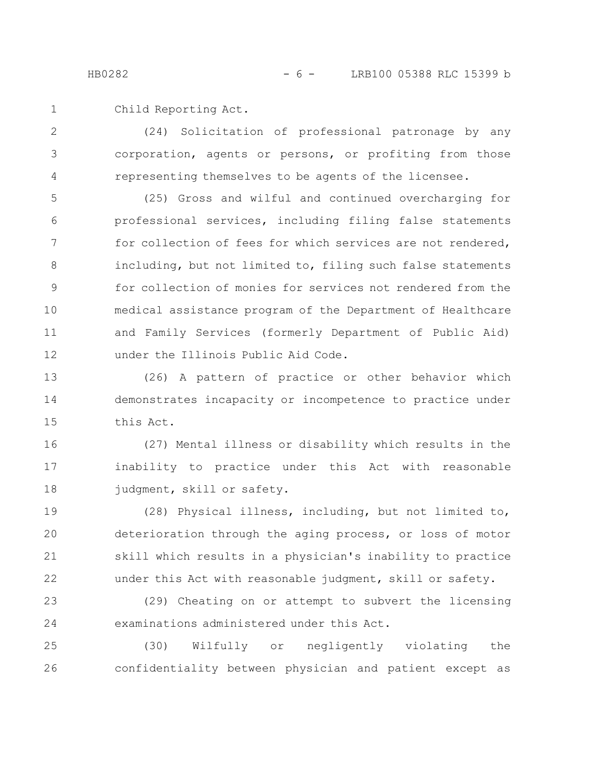Child Reporting Act.

(24) Solicitation of professional patronage by any corporation, agents or persons, or profiting from those representing themselves to be agents of the licensee.

(25) Gross and wilful and continued overcharging for professional services, including filing false statements for collection of fees for which services are not rendered, including, but not limited to, filing such false statements for collection of monies for services not rendered from the medical assistance program of the Department of Healthcare and Family Services (formerly Department of Public Aid) under the Illinois Public Aid Code.

(26) A pattern of practice or other behavior which demonstrates incapacity or incompetence to practice under this Act.

(27) Mental illness or disability which results in the inability to practice under this Act with reasonable judgment, skill or safety.

(28) Physical illness, including, but not limited to, deterioration through the aging process, or loss of motor skill which results in a physician's inability to practice under this Act with reasonable judgment, skill or safety.

(29) Cheating on or attempt to subvert the licensing examinations administered under this Act.

(30) Wilfully or negligently violating the confidentiality between physician and patient except as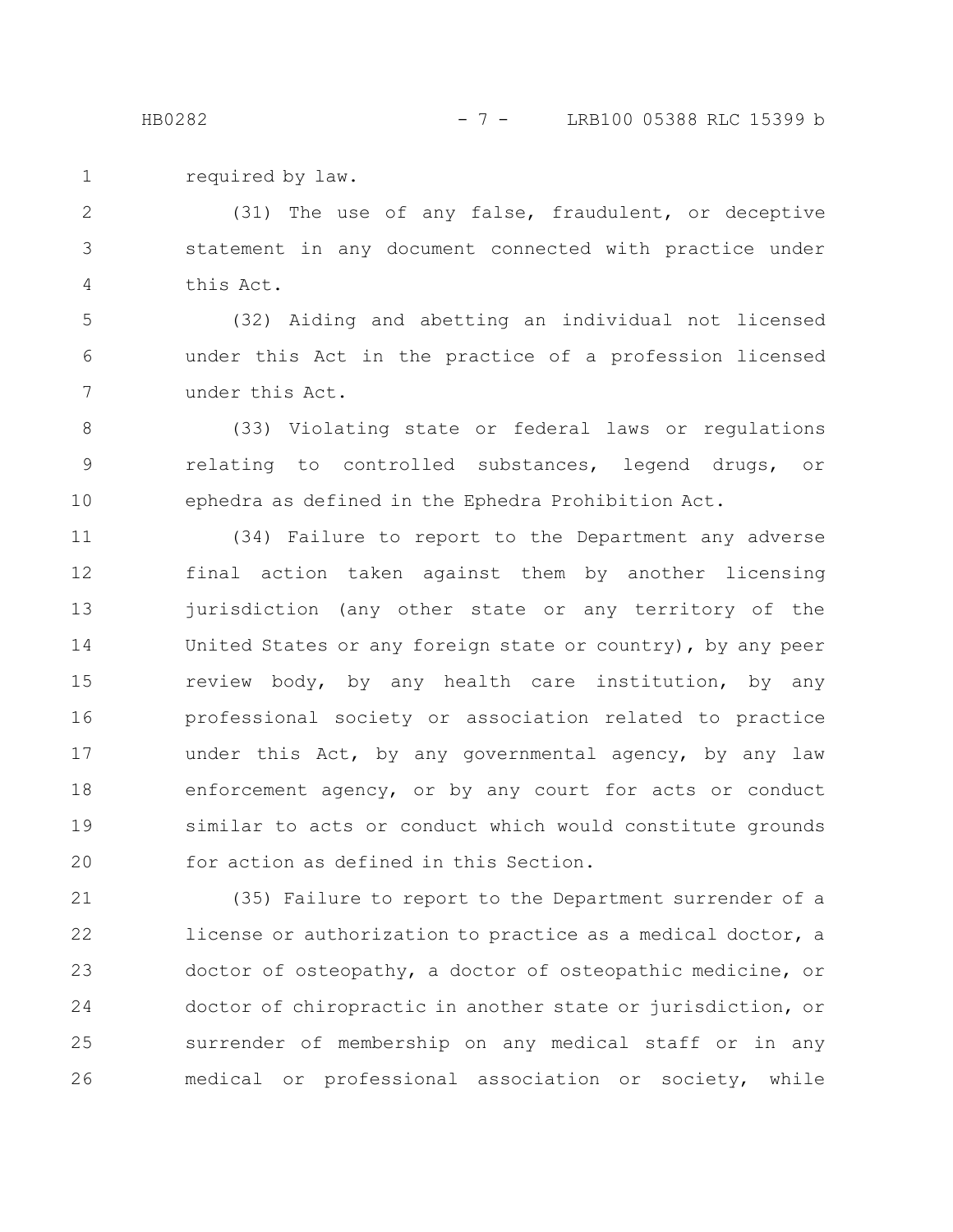required by law.

(31) The use of any false, fraudulent, or deceptive statement in any document connected with practice under this Act.

(32) Aiding and abetting an individual not licensed under this Act in the practice of a profession licensed under this Act.

(33) Violating state or federal laws or regulations relating to controlled substances, legend drugs, or ephedra as defined in the Ephedra Prohibition Act.

(34) Failure to report to the Department any adverse final action taken against them by another licensing jurisdiction (any other state or any territory of the United States or any foreign state or country), by any peer review body, by any health care institution, by any professional society or association related to practice under this Act, by any governmental agency, by any law enforcement agency, or by any court for acts or conduct similar to acts or conduct which would constitute grounds for action as defined in this Section.

(35) Failure to report to the Department surrender of a license or authorization to practice as a medical doctor, a doctor of osteopathy, a doctor of osteopathic medicine, or doctor of chiropractic in another state or jurisdiction, or surrender of membership on any medical staff or in any medical or professional association or society, while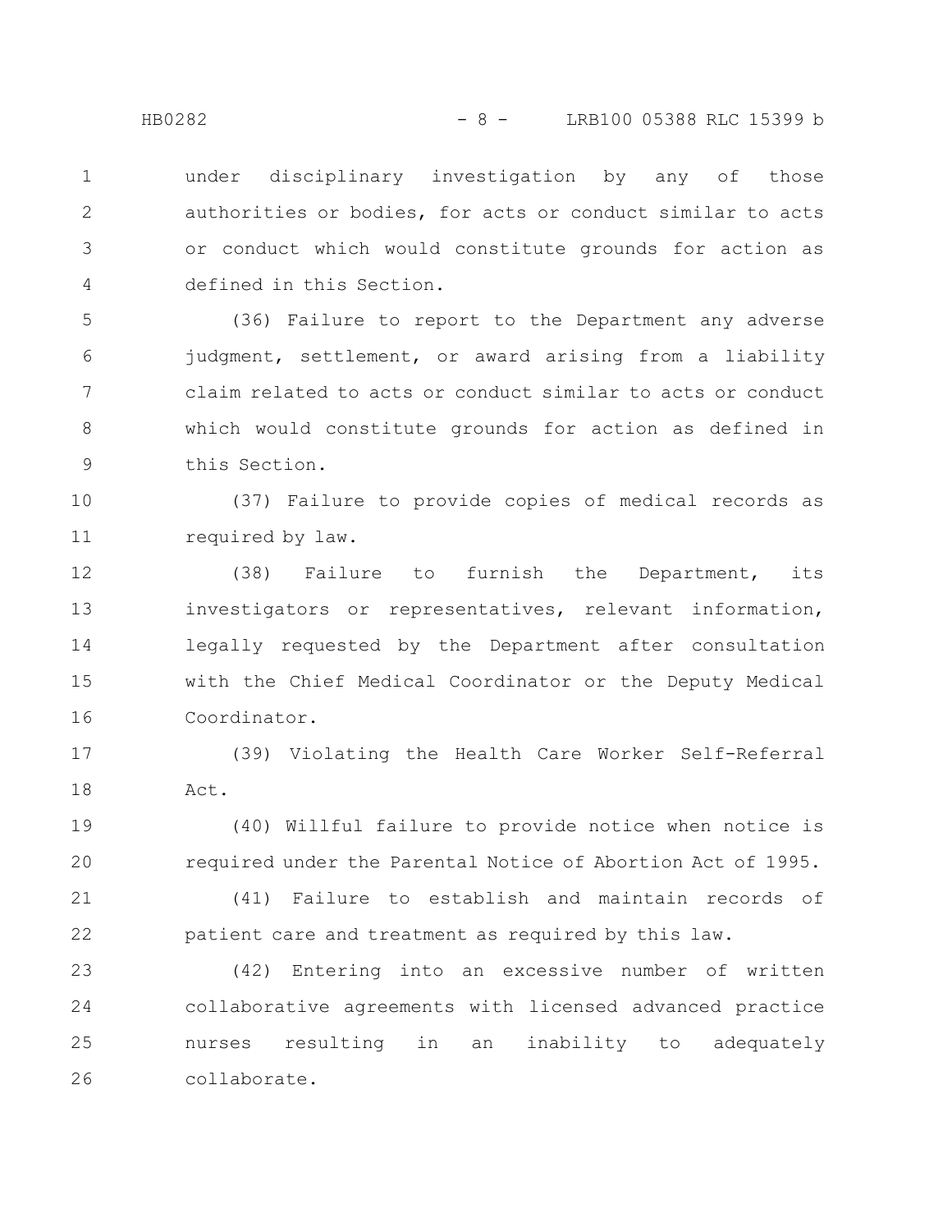under disciplinary investigation by any of those authorities or bodies, for acts or conduct similar to acts or conduct which would constitute grounds for action as defined in this Section.

(36) Failure to report to the Department any adverse judgment, settlement, or award arising from a liability claim related to acts or conduct similar to acts or conduct which would constitute grounds for action as defined in this Section.

(37) Failure to provide copies of medical records as required by law.

(38) Failure to furnish the Department, its investigators or representatives, relevant information, legally requested by the Department after consultation with the Chief Medical Coordinator or the Deputy Medical Coordinator.

(39) Violating the Health Care Worker Self-Referral Act.

(40) Willful failure to provide notice when notice is required under the Parental Notice of Abortion Act of 1995.

(41) Failure to establish and maintain records of patient care and treatment as required by this law.

(42) Entering into an excessive number of written collaborative agreements with licensed advanced practice nurses resulting in an inability to adequately collaborate.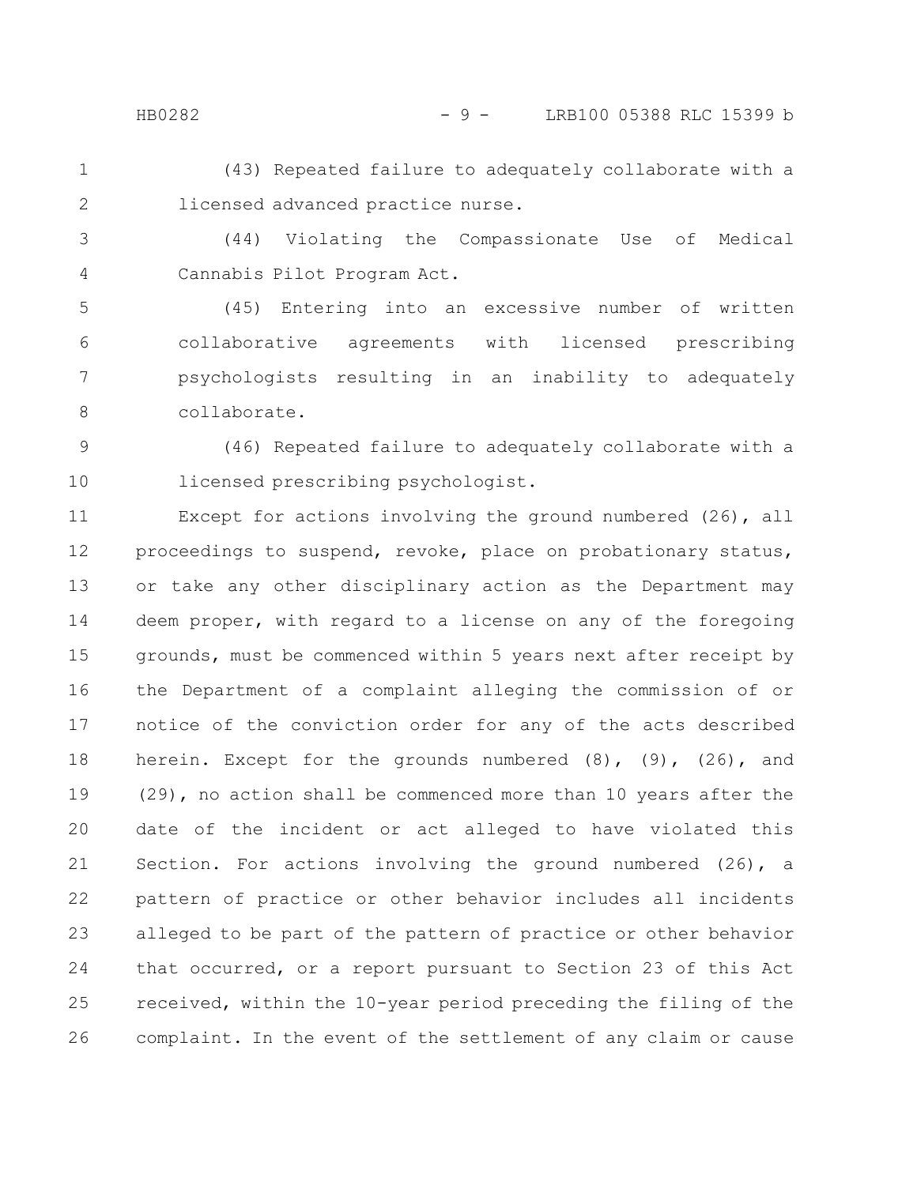(43) Repeated failure to adequately collaborate with a licensed advanced practice nurse.

(44) Violating the Compassionate Use of Medical Cannabis Pilot Program Act.

(45) Entering into an excessive number of written collaborative agreements with licensed prescribing psychologists resulting in an inability to adequately collaborate.

(46) Repeated failure to adequately collaborate with a licensed prescribing psychologist.

Except for actions involving the ground numbered (26), all proceedings to suspend, revoke, place on probationary status, or take any other disciplinary action as the Department may deem proper, with regard to a license on any of the foregoing grounds, must be commenced within 5 years next after receipt by the Department of a complaint alleging the commission of or notice of the conviction order for any of the acts described herein. Except for the grounds numbered (8), (9), (26), and (29), no action shall be commenced more than 10 years after the date of the incident or act alleged to have violated this Section. For actions involving the ground numbered (26), a pattern of practice or other behavior includes all incidents alleged to be part of the pattern of practice or other behavior that occurred, or a report pursuant to Section 23 of this Act received, within the 10-year period preceding the filing of the complaint. In the event of the settlement of any claim or cause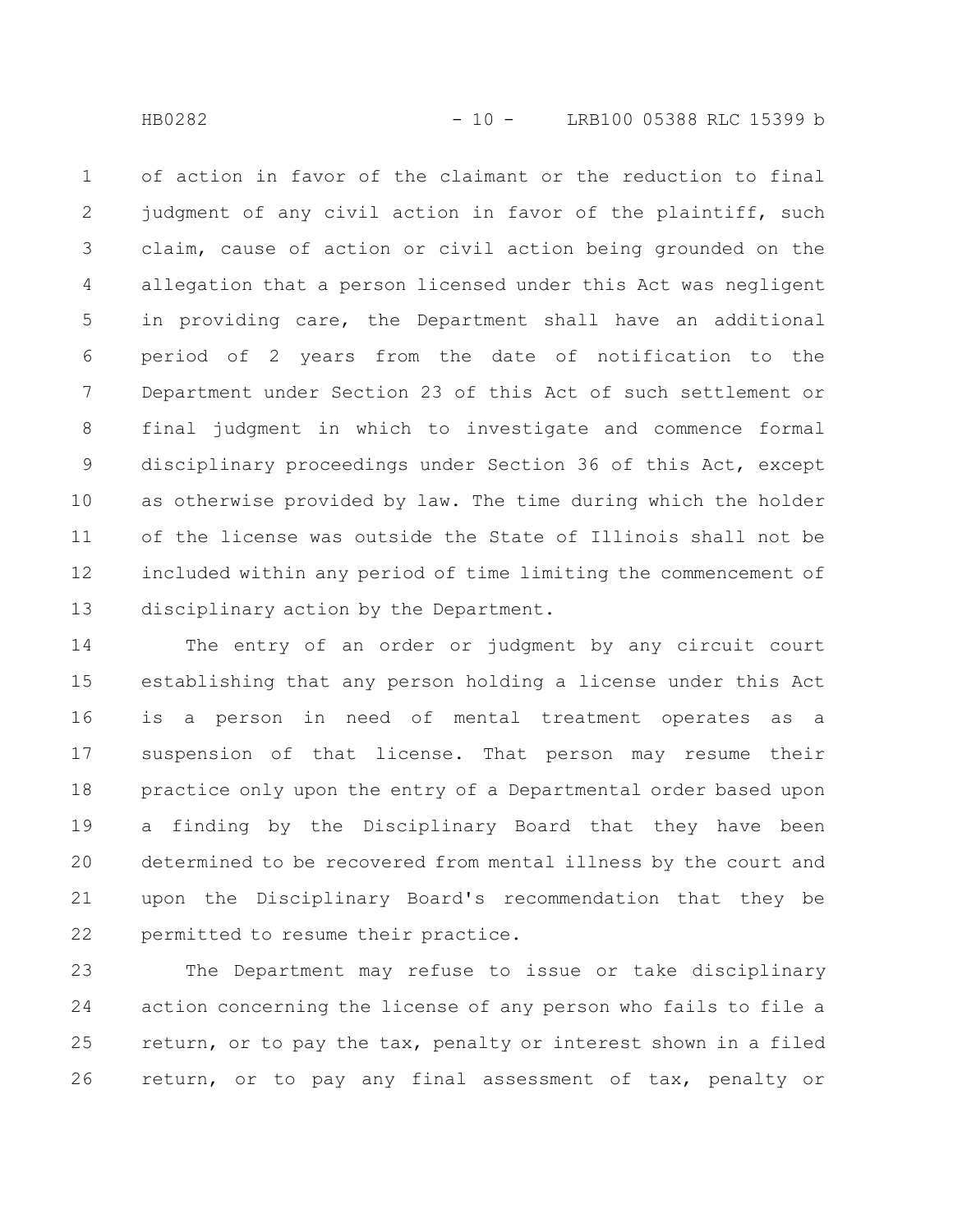of action in favor of the claimant or the reduction to final judgment of any civil action in favor of the plaintiff, such claim, cause of action or civil action being grounded on the allegation that a person licensed under this Act was negligent in providing care, the Department shall have an additional period of 2 years from the date of notification to the Department under Section 23 of this Act of such settlement or final judgment in which to investigate and commence formal disciplinary proceedings under Section 36 of this Act, except as otherwise provided by law. The time during which the holder of the license was outside the State of Illinois shall not be included within any period of time limiting the commencement of disciplinary action by the Department.

The entry of an order or judgment by any circuit court establishing that any person holding a license under this Act is a person in need of mental treatment operates as a suspension of that license. That person may resume their practice only upon the entry of a Departmental order based upon a finding by the Disciplinary Board that they have been determined to be recovered from mental illness by the court and upon the Disciplinary Board's recommendation that they be permitted to resume their practice.

The Department may refuse to issue or take disciplinary action concerning the license of any person who fails to file a return, or to pay the tax, penalty or interest shown in a filed return, or to pay any final assessment of tax, penalty or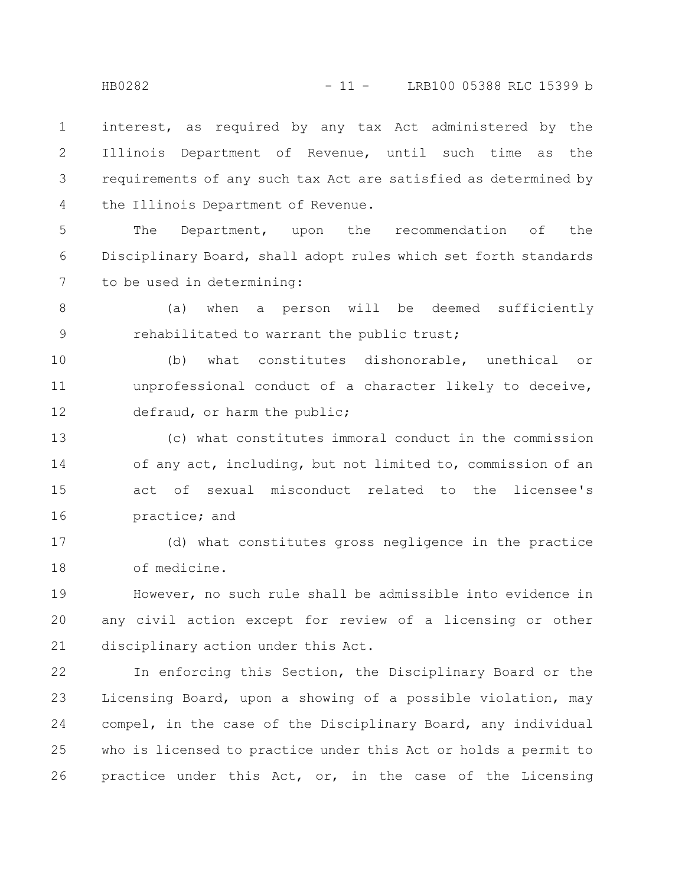interest, as required by any tax Act administered by the Illinois Department of Revenue, until such time as the requirements of any such tax Act are satisfied as determined by the Illinois Department of Revenue.

The Department, upon the recommendation of the Disciplinary Board, shall adopt rules which set forth standards to be used in determining:

(a) when a person will be deemed sufficiently rehabilitated to warrant the public trust;

(b) what constitutes dishonorable, unethical or unprofessional conduct of a character likely to deceive, defraud, or harm the public;

(c) what constitutes immoral conduct in the commission of any act, including, but not limited to, commission of an act of sexual misconduct related to the licensee's practice; and

(d) what constitutes gross negligence in the practice of medicine.

However, no such rule shall be admissible into evidence in any civil action except for review of a licensing or other disciplinary action under this Act.

In enforcing this Section, the Disciplinary Board or the Licensing Board, upon a showing of a possible violation, may compel, in the case of the Disciplinary Board, any individual who is licensed to practice under this Act or holds a permit to practice under this Act, or, in the case of the Licensing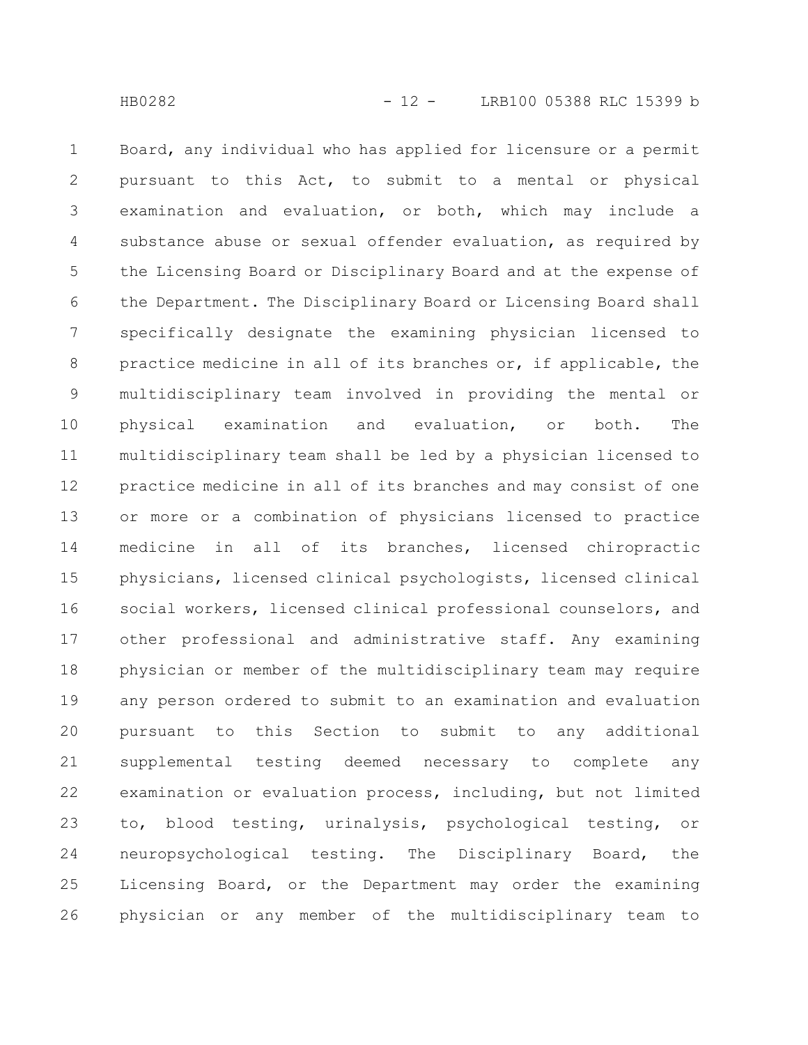Board, any individual who has applied for licensure or a permit pursuant to this Act, to submit to a mental or physical examination and evaluation, or both, which may include a substance abuse or sexual offender evaluation, as required by the Licensing Board or Disciplinary Board and at the expense of the Department. The Disciplinary Board or Licensing Board shall specifically designate the examining physician licensed to practice medicine in all of its branches or, if applicable, the multidisciplinary team involved in providing the mental or physical examination and evaluation, or both. The multidisciplinary team shall be led by a physician licensed to practice medicine in all of its branches and may consist of one or more or a combination of physicians licensed to practice medicine in all of its branches, licensed chiropractic physicians, licensed clinical psychologists, licensed clinical social workers, licensed clinical professional counselors, and other professional and administrative staff. Any examining physician or member of the multidisciplinary team may require any person ordered to submit to an examination and evaluation pursuant to this Section to submit to any additional supplemental testing deemed necessary to complete any examination or evaluation process, including, but not limited to, blood testing, urinalysis, psychological testing, or neuropsychological testing. The Disciplinary Board, the Licensing Board, or the Department may order the examining physician or any member of the multidisciplinary team to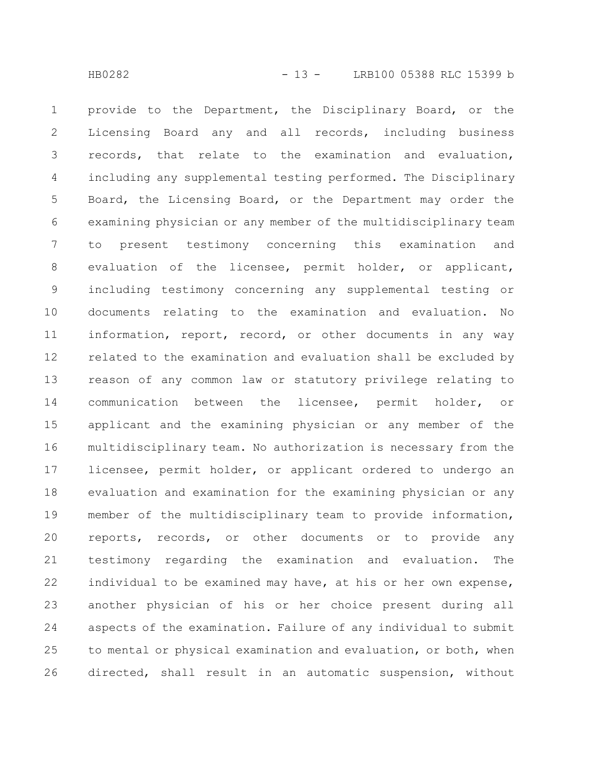provide to the Department, the Disciplinary Board, or the Licensing Board any and all records, including business records, that relate to the examination and evaluation, including any supplemental testing performed. The Disciplinary Board, the Licensing Board, or the Department may order the examining physician or any member of the multidisciplinary team to present testimony concerning this examination and evaluation of the licensee, permit holder, or applicant, including testimony concerning any supplemental testing or documents relating to the examination and evaluation. No information, report, record, or other documents in any way related to the examination and evaluation shall be excluded by reason of any common law or statutory privilege relating to communication between the licensee, permit holder, or applicant and the examining physician or any member of the multidisciplinary team. No authorization is necessary from the licensee, permit holder, or applicant ordered to undergo an evaluation and examination for the examining physician or any member of the multidisciplinary team to provide information, reports, records, or other documents or to provide any testimony regarding the examination and evaluation. The individual to be examined may have, at his or her own expense, another physician of his or her choice present during all aspects of the examination. Failure of any individual to submit to mental or physical examination and evaluation, or both, when directed, shall result in an automatic suspension, without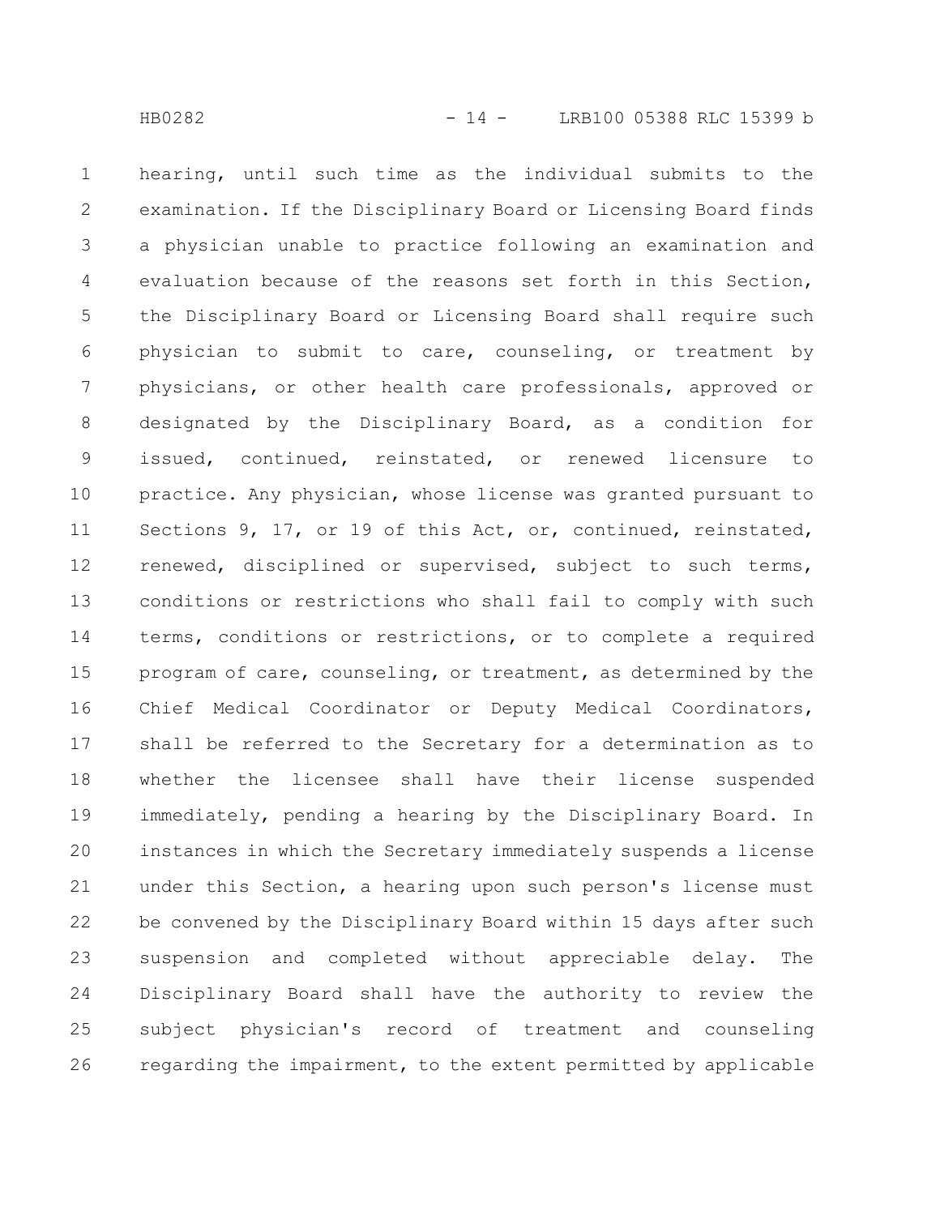hearing, until such time as the individual submits to the examination. If the Disciplinary Board or Licensing Board finds a physician unable to practice following an examination and evaluation because of the reasons set forth in this Section, the Disciplinary Board or Licensing Board shall require such physician to submit to care, counseling, or treatment by physicians, or other health care professionals, approved or designated by the Disciplinary Board, as a condition for issued, continued, reinstated, or renewed licensure to practice. Any physician, whose license was granted pursuant to Sections 9, 17, or 19 of this Act, or, continued, reinstated, renewed, disciplined or supervised, subject to such terms, conditions or restrictions who shall fail to comply with such terms, conditions or restrictions, or to complete a required program of care, counseling, or treatment, as determined by the Chief Medical Coordinator or Deputy Medical Coordinators, shall be referred to the Secretary for a determination as to whether the licensee shall have their license suspended immediately, pending a hearing by the Disciplinary Board. In instances in which the Secretary immediately suspends a license under this Section, a hearing upon such person's license must be convened by the Disciplinary Board within 15 days after such suspension and completed without appreciable delay. The Disciplinary Board shall have the authority to review the subject physician's record of treatment and counseling regarding the impairment, to the extent permitted by applicable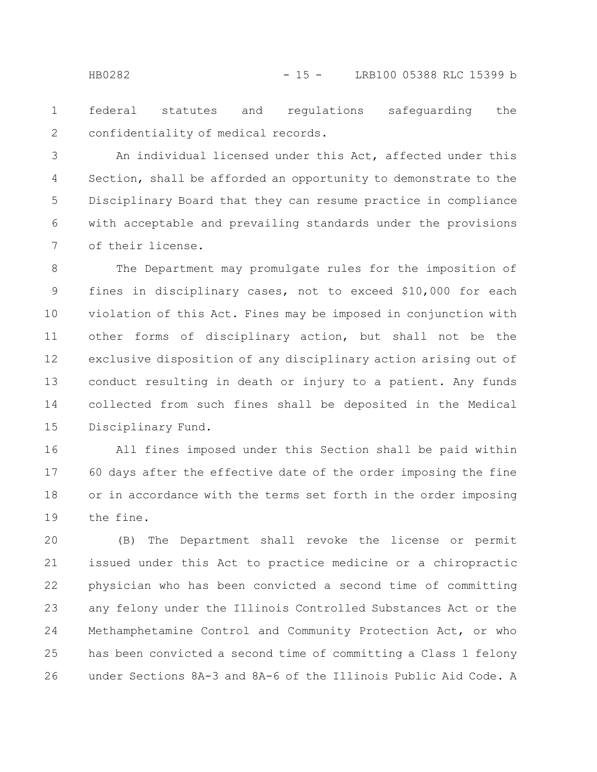federal statutes and regulations safeguarding the confidentiality of medical records.

An individual licensed under this Act, affected under this Section, shall be afforded an opportunity to demonstrate to the Disciplinary Board that they can resume practice in compliance with acceptable and prevailing standards under the provisions of their license.

The Department may promulgate rules for the imposition of fines in disciplinary cases, not to exceed $10,000 for each violation of this Act. Fines may be imposed in conjunction with other forms of disciplinary action, but shall not be the exclusive disposition of any disciplinary action arising out of conduct resulting in death or injury to a patient. Any funds collected from such fines shall be deposited in the Medical Disciplinary Fund.

All fines imposed under this Section shall be paid within 60 days after the effective date of the order imposing the fine or in accordance with the terms set forth in the order imposing the fine.

(B) The Department shall revoke the license or permit issued under this Act to practice medicine or a chiropractic physician who has been convicted a second time of committing any felony under the Illinois Controlled Substances Act or the Methamphetamine Control and Community Protection Act, or who has been convicted a second time of committing a Class 1 felony under Sections 8A-3 and 8A-6 of the Illinois Public Aid Code. A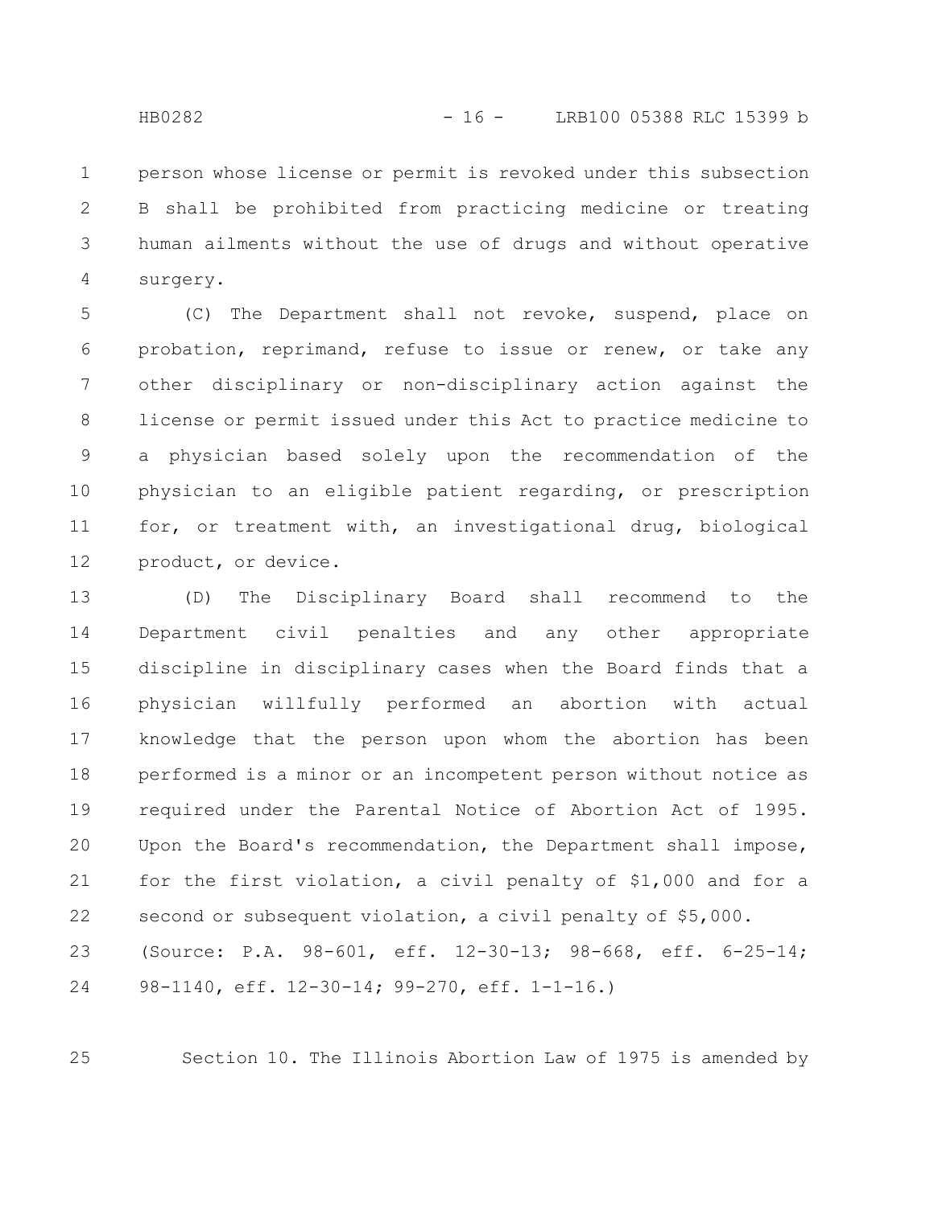person whose license or permit is revoked under this subsection B shall be prohibited from practicing medicine or treating human ailments without the use of drugs and without operative surgery.

(C) The Department shall not revoke, suspend, place on probation, reprimand, refuse to issue or renew, or take any other disciplinary or non-disciplinary action against the license or permit issued under this Act to practice medicine to a physician based solely upon the recommendation of the physician to an eligible patient regarding, or prescription for, or treatment with, an investigational drug, biological product, or device.

(D) The Disciplinary Board shall recommend to the Department civil penalties and any other appropriate discipline in disciplinary cases when the Board finds that a physician willfully performed an abortion with actual knowledge that the person upon whom the abortion has been performed is a minor or an incompetent person without notice as required under the Parental Notice of Abortion Act of 1995. Upon the Board's recommendation, the Department shall impose, for the first violation, a civil penalty of $1,000 and for a second or subsequent violation, a civil penalty of $5,000.

(Source: P.A. 98-601, eff. 12-30-13; 98-668, eff. 6-25-14; 98-1140, eff. 12-30-14; 99-270, eff. 1-1-16.)

Section 10. The Illinois Abortion Law of 1975 is amended by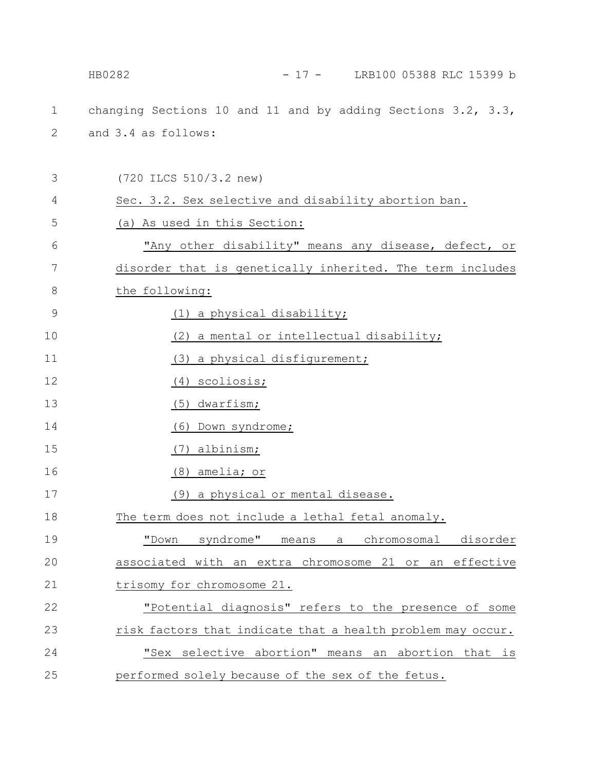changing Sections 10 and 11 and by adding Sections 3.2, 3.3, and 3.4 as follows:

(720 ILCS 510/3.2 new)

Sec. 3.2. Sex selective and disability abortion ban.

(a) As used in this Section:

"Any other disability" means any disease, defect, or disorder that is genetically inherited. The term includes the following:

(1) a physical disability;

(2) a mental or intellectual disability;

(3) a physical disfigurement;

(4) scoliosis;

(5) dwarfism;

(6) Down syndrome;

(7) albinism;

(8) amelia; or

(9) a physical or mental disease.

The term does not include a lethal fetal anomaly.

"Down syndrome" means a chromosomal disorder associated with an extra chromosome 21 or an effective trisomy for chromosome 21.

"Potential diagnosis" refers to the presence of some risk factors that indicate that a health problem may occur.

"Sex selective abortion" means an abortion that is performed solely because of the sex of the fetus.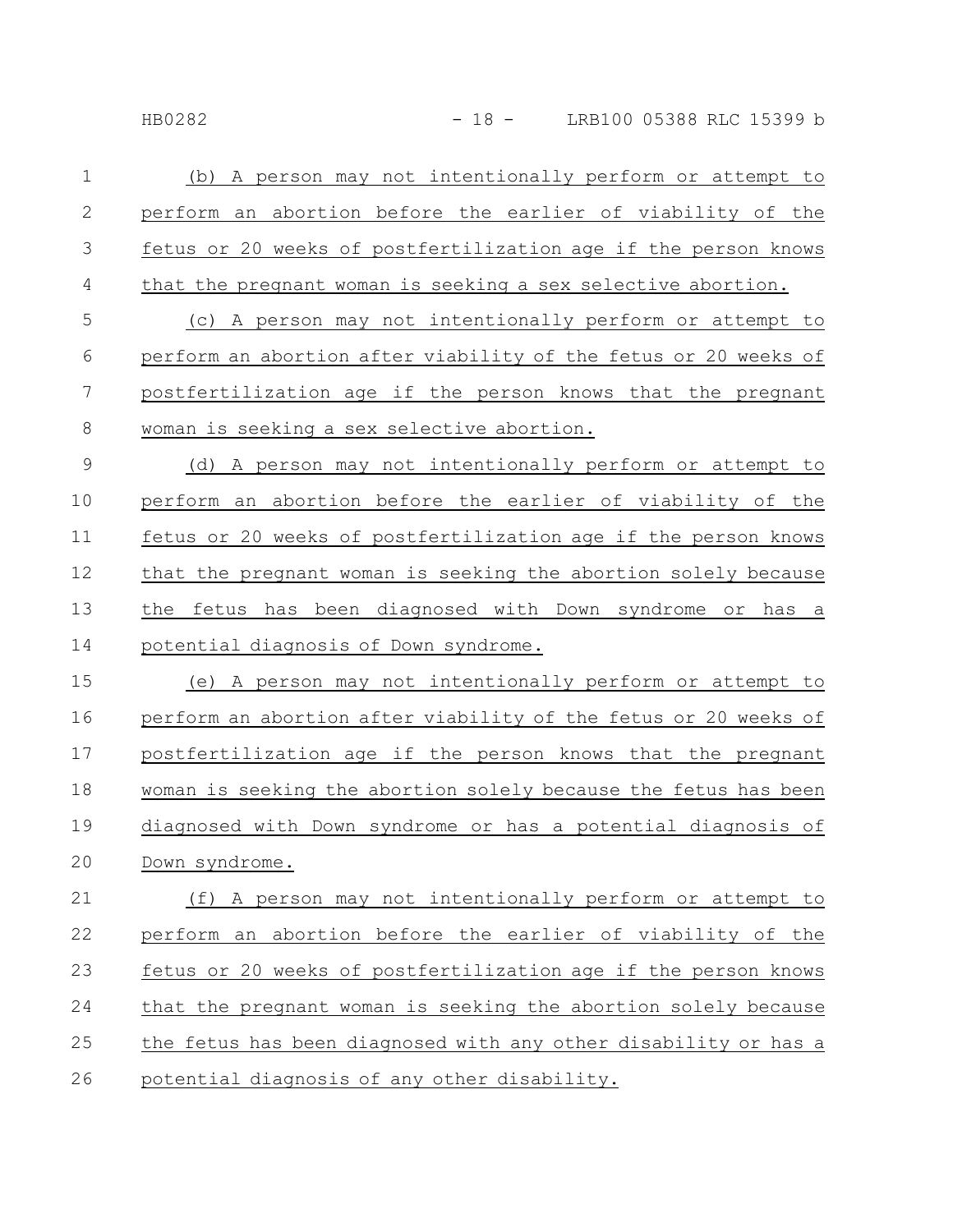(b) A person may not intentionally perform or attempt to perform an abortion before the earlier of viability of the fetus or 20 weeks of postfertilization age if the person knows that the pregnant woman is seeking a sex selective abortion.

(c) A person may not intentionally perform or attempt to perform an abortion after viability of the fetus or 20 weeks of postfertilization age if the person knows that the pregnant woman is seeking a sex selective abortion.

(d) A person may not intentionally perform or attempt to perform an abortion before the earlier of viability of the fetus or 20 weeks of postfertilization age if the person knows that the pregnant woman is seeking the abortion solely because the fetus has been diagnosed with Down syndrome or has a potential diagnosis of Down syndrome.

(e) A person may not intentionally perform or attempt to perform an abortion after viability of the fetus or 20 weeks of postfertilization age if the person knows that the pregnant woman is seeking the abortion solely because the fetus has been diagnosed with Down syndrome or has a potential diagnosis of Down syndrome.

(f) A person may not intentionally perform or attempt to perform an abortion before the earlier of viability of the fetus or 20 weeks of postfertilization age if the person knows that the pregnant woman is seeking the abortion solely because the fetus has been diagnosed with any other disability or has a potential diagnosis of any other disability.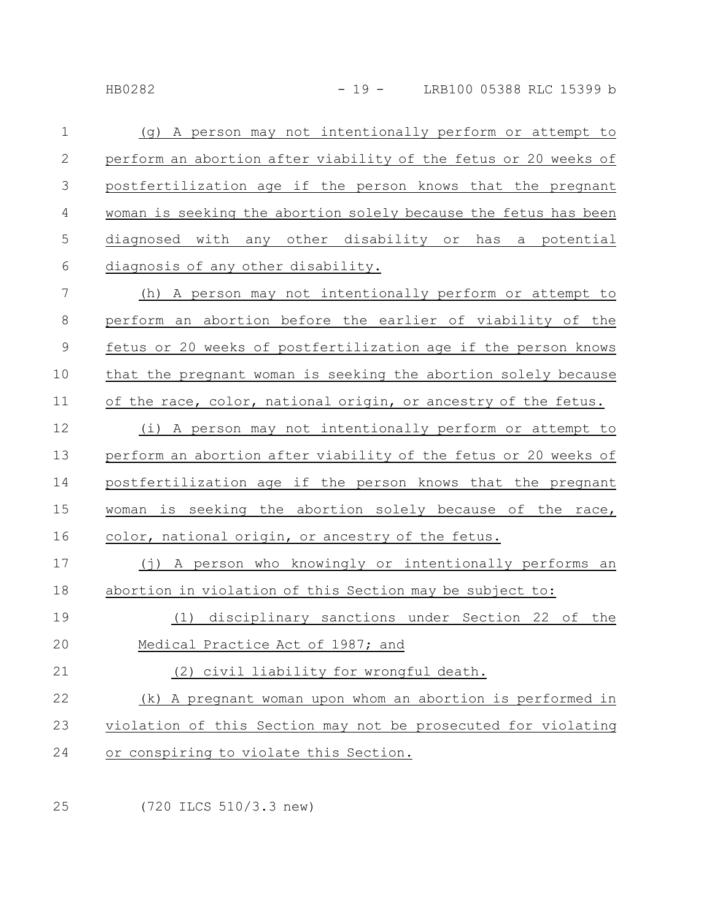(g) A person may not intentionally perform or attempt to perform an abortion after viability of the fetus or 20 weeks of postfertilization age if the person knows that the pregnant woman is seeking the abortion solely because the fetus has been diagnosed with any other disability or has a potential diagnosis of any other disability.

(h) A person may not intentionally perform or attempt to perform an abortion before the earlier of viability of the fetus or 20 weeks of postfertilization age if the person knows that the pregnant woman is seeking the abortion solely because of the race, color, national origin, or ancestry of the fetus.

(i) A person may not intentionally perform or attempt to perform an abortion after viability of the fetus or 20 weeks of postfertilization age if the person knows that the pregnant woman is seeking the abortion solely because of the race, color, national origin, or ancestry of the fetus.

(j) A person who knowingly or intentionally performs an abortion in violation of this Section may be subject to:

(1) disciplinary sanctions under Section 22 of the Medical Practice Act of 1987; and

(2) civil liability for wrongful death.

(k) A pregnant woman upon whom an abortion is performed in violation of this Section may not be prosecuted for violating or conspiring to violate this Section.

(720 ILCS 510/3.3 new)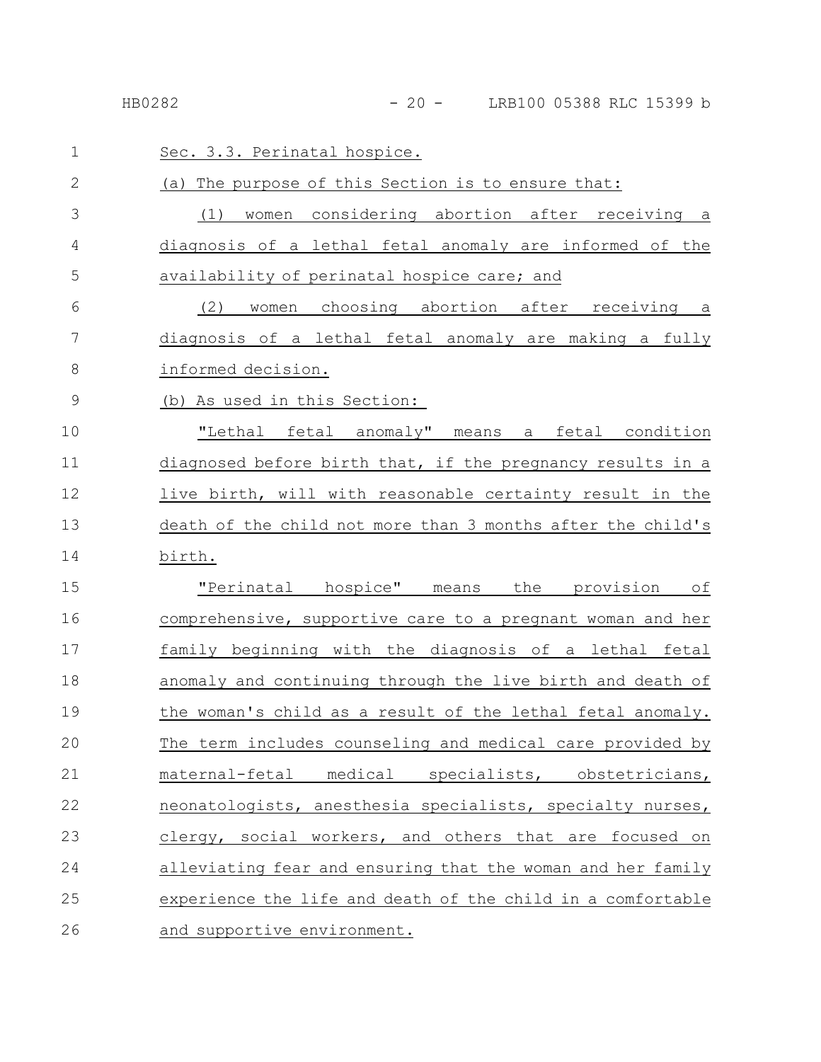Sec. 3.3. Perinatal hospice.

(a) The purpose of this Section is to ensure that:

(1) women considering abortion after receiving a diagnosis of a lethal fetal anomaly are informed of the availability of perinatal hospice care; and

(2) women choosing abortion after receiving a diagnosis of a lethal fetal anomaly are making a fully informed decision.

(b) As used in this Section:

"Lethal fetal anomaly" means a fetal condition diagnosed before birth that, if the pregnancy results in a live birth, will with reasonable certainty result in the death of the child not more than 3 months after the child's birth.

"Perinatal hospice" means the provision of comprehensive, supportive care to a pregnant woman and her family beginning with the diagnosis of a lethal fetal anomaly and continuing through the live birth and death of the woman's child as a result of the lethal fetal anomaly. The term includes counseling and medical care provided by maternal-fetal medical specialists, obstetricians, neonatologists, anesthesia specialists, specialty nurses, clergy, social workers, and others that are focused on alleviating fear and ensuring that the woman and her family experience the life and death of the child in a comfortable and supportive environment.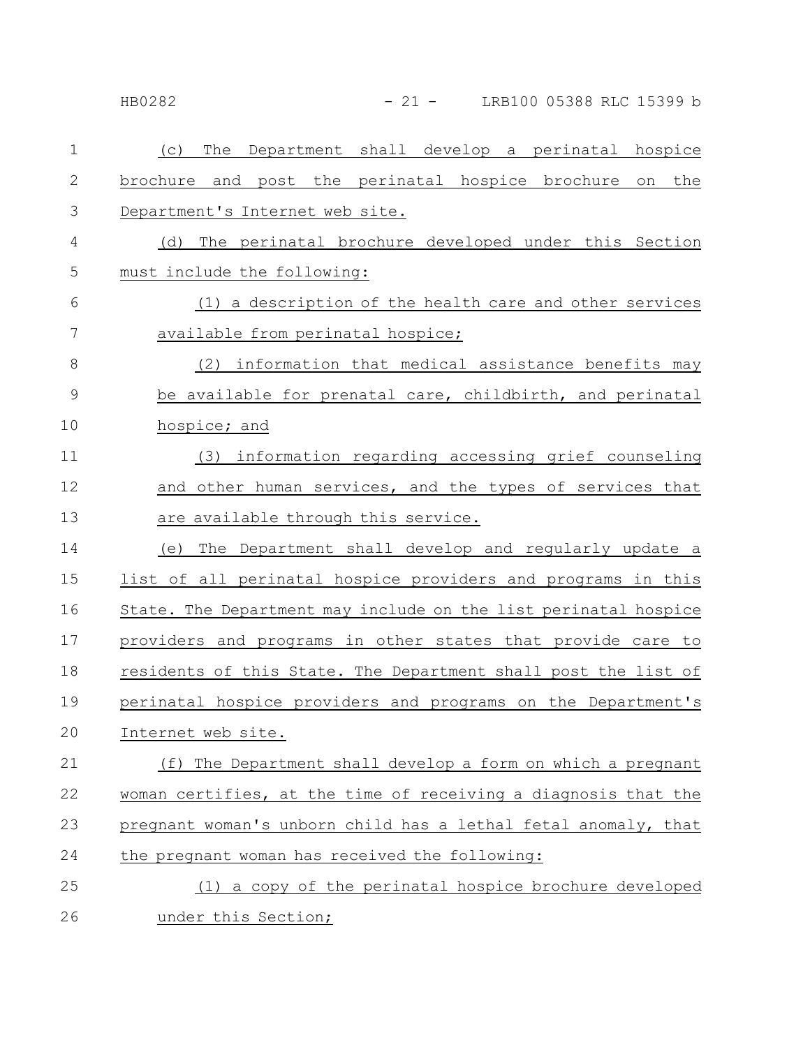(c) The Department shall develop a perinatal hospice brochure and post the perinatal hospice brochure on the Department's Internet web site.

(d) The perinatal brochure developed under this Section must include the following:

(1) a description of the health care and other services available from perinatal hospice;

(2) information that medical assistance benefits may be available for prenatal care, childbirth, and perinatal hospice; and

(3) information regarding accessing grief counseling and other human services, and the types of services that are available through this service.

(e) The Department shall develop and regularly update a list of all perinatal hospice providers and programs in this State. The Department may include on the list perinatal hospice providers and programs in other states that provide care to residents of this State. The Department shall post the list of perinatal hospice providers and programs on the Department's Internet web site.

(f) The Department shall develop a form on which a pregnant woman certifies, at the time of receiving a diagnosis that the pregnant woman's unborn child has a lethal fetal anomaly, that the pregnant woman has received the following:

(1) a copy of the perinatal hospice brochure developed under this Section;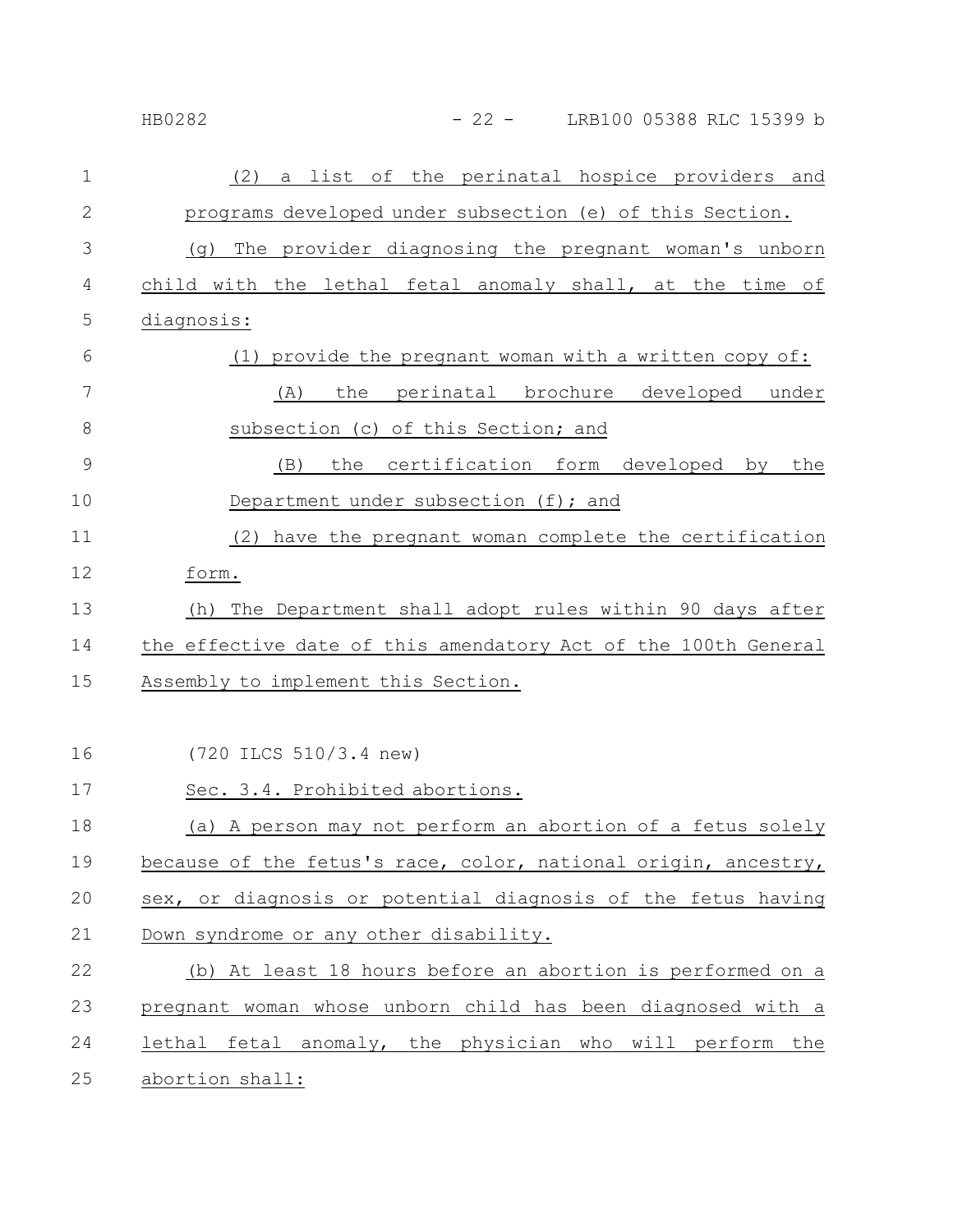(2) a list of the perinatal hospice providers and programs developed under subsection (e) of this Section.

(g) The provider diagnosing the pregnant woman's unborn child with the lethal fetal anomaly shall, at the time of diagnosis:

(1) provide the pregnant woman with a written copy of:

(A) the perinatal brochure developed under subsection (c) of this Section; and

(B) the certification form developed by the Department under subsection (f); and

(2) have the pregnant woman complete the certification form.

(h) The Department shall adopt rules within 90 days after the effective date of this amendatory Act of the 100th General Assembly to implement this Section.

(720 ILCS 510/3.4 new)

Sec. 3.4. Prohibited abortions.

(a) A person may not perform an abortion of a fetus solely because of the fetus's race, color, national origin, ancestry, sex, or diagnosis or potential diagnosis of the fetus having Down syndrome or any other disability.

(b) At least 18 hours before an abortion is performed on a pregnant woman whose unborn child has been diagnosed with a lethal fetal anomaly, the physician who will perform the abortion shall: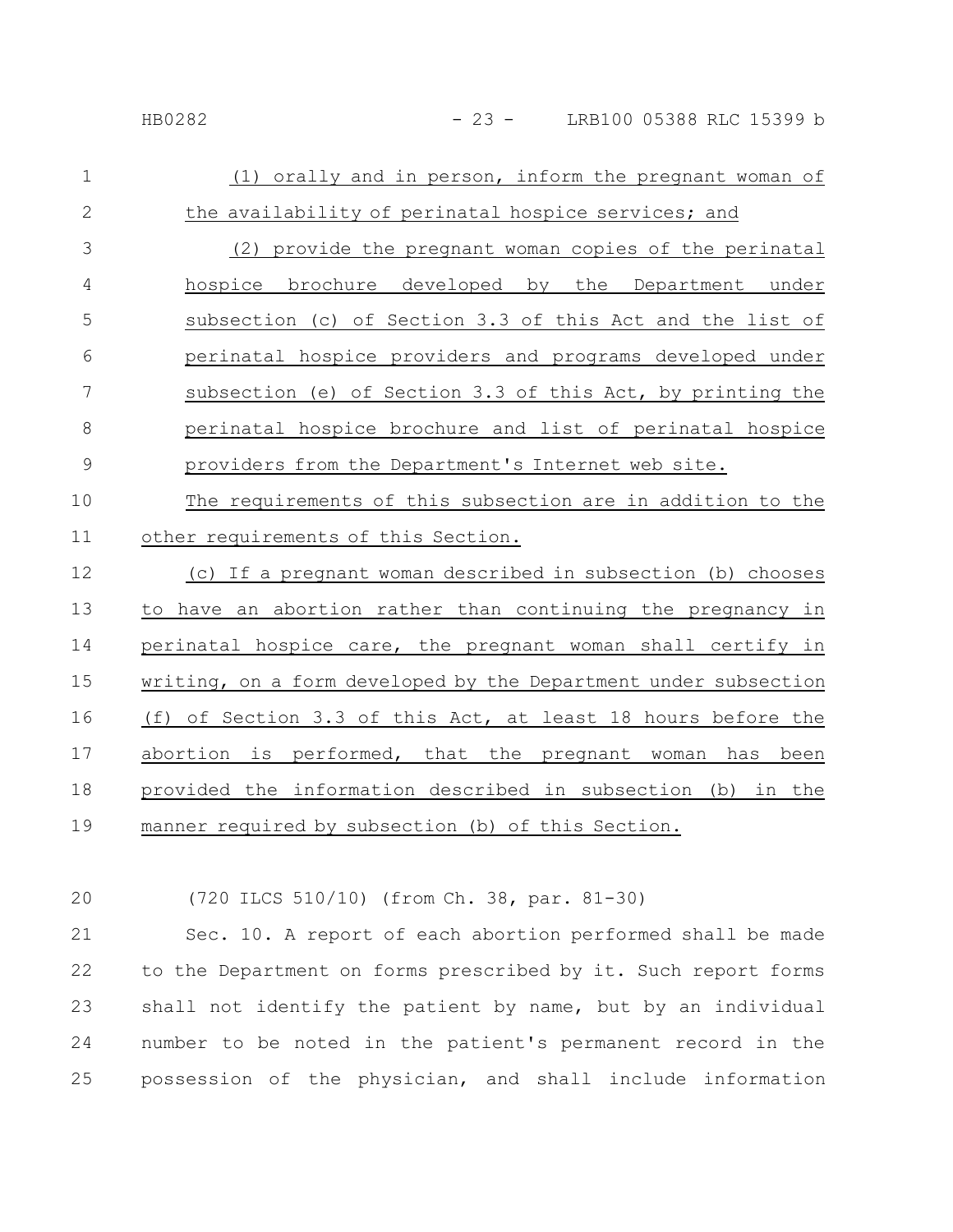(1) orally and in person, inform the pregnant woman of the availability of perinatal hospice services; and

(2) provide the pregnant woman copies of the perinatal hospice brochure developed by the Department under subsection (c) of Section 3.3 of this Act and the list of perinatal hospice providers and programs developed under subsection (e) of Section 3.3 of this Act, by printing the perinatal hospice brochure and list of perinatal hospice providers from the Department's Internet web site.

The requirements of this subsection are in addition to the other requirements of this Section.

(c) If a pregnant woman described in subsection (b) chooses to have an abortion rather than continuing the pregnancy in perinatal hospice care, the pregnant woman shall certify in writing, on a form developed by the Department under subsection (f) of Section 3.3 of this Act, at least 18 hours before the abortion is performed, that the pregnant woman has been provided the information described in subsection (b) in the manner required by subsection (b) of this Section.

(720 ILCS 510/10) (from Ch. 38, par. 81-30)

Sec. 10. A report of each abortion performed shall be made to the Department on forms prescribed by it. Such report forms shall not identify the patient by name, but by an individual number to be noted in the patient's permanent record in the possession of the physician, and shall include information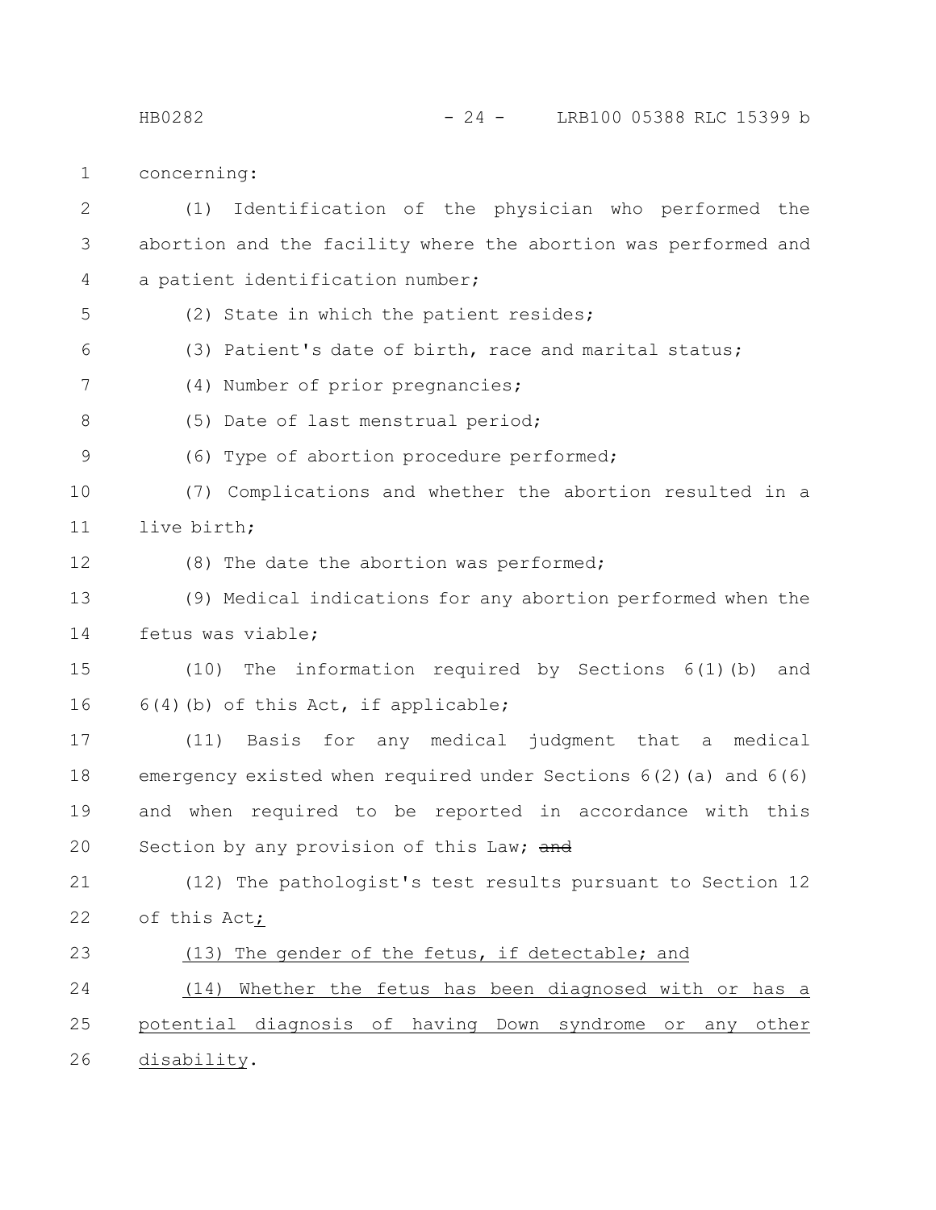concerning:

(1) Identification of the physician who performed the abortion and the facility where the abortion was performed and a patient identification number;

(2) State in which the patient resides;

(3) Patient's date of birth, race and marital status;

(4) Number of prior pregnancies;

(5) Date of last menstrual period;

(6) Type of abortion procedure performed;

(7) Complications and whether the abortion resulted in a live birth;

(8) The date the abortion was performed;

(9) Medical indications for any abortion performed when the fetus was viable;

(10) The information required by Sections 6(1)(b) and 6(4)(b) of this Act, if applicable;

(11) Basis for any medical judgment that a medical emergency existed when required under Sections 6(2)(a) and 6(6) and when required to be reported in accordance with this Section by any provision of this Law; ~~and~~

(12) The pathologist's test results pursuant to Section 12 of this Act<u>;</u>

<u>(13) The gender of the fetus, if detectable; and</u>

<u>(14) Whether the fetus has been diagnosed with or has a potential diagnosis of having Down syndrome or any other disability</u>.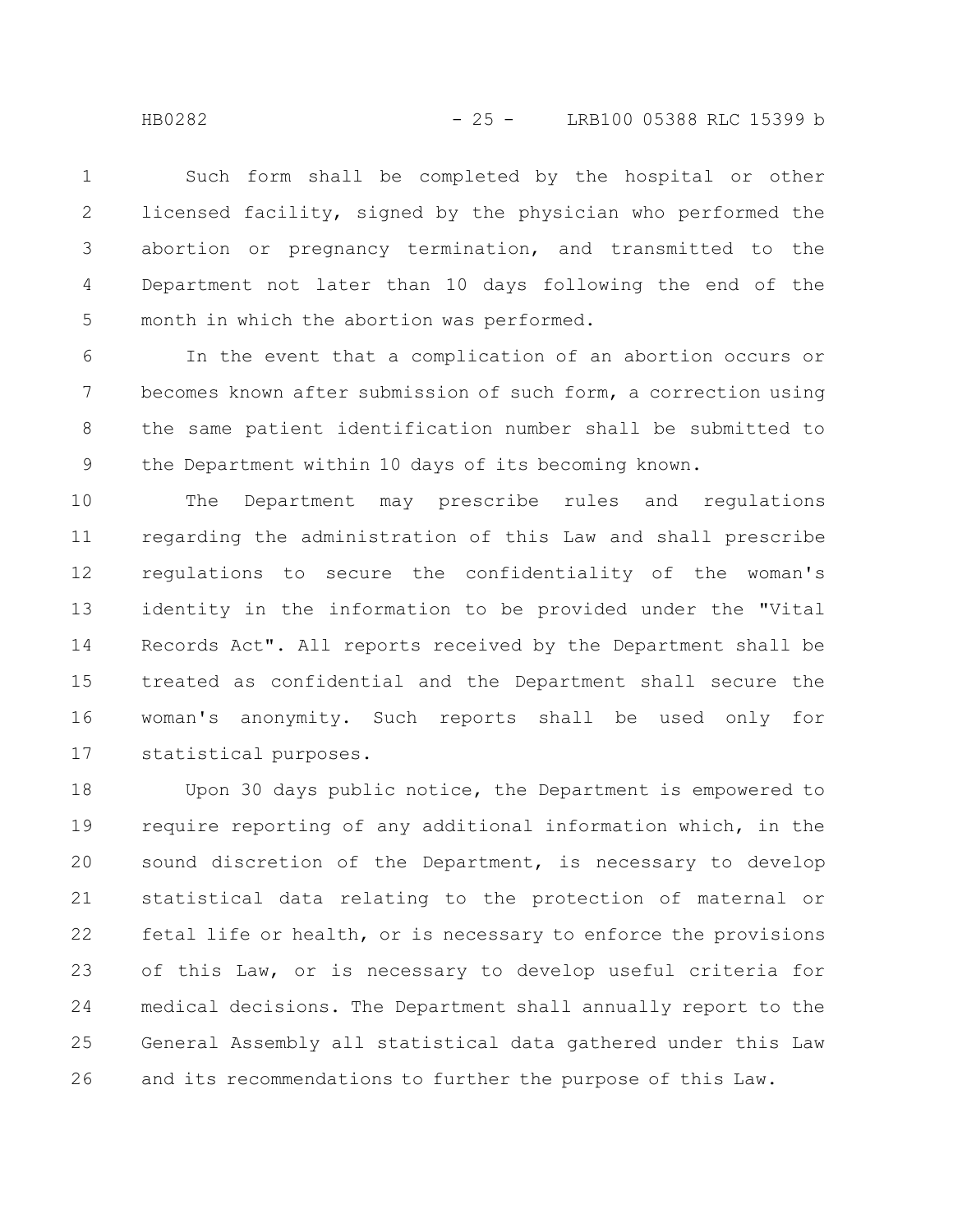Such form shall be completed by the hospital or other licensed facility, signed by the physician who performed the abortion or pregnancy termination, and transmitted to the Department not later than 10 days following the end of the month in which the abortion was performed.

In the event that a complication of an abortion occurs or becomes known after submission of such form, a correction using the same patient identification number shall be submitted to the Department within 10 days of its becoming known.

The Department may prescribe rules and regulations regarding the administration of this Law and shall prescribe regulations to secure the confidentiality of the woman's identity in the information to be provided under the "Vital Records Act". All reports received by the Department shall be treated as confidential and the Department shall secure the woman's anonymity. Such reports shall be used only for statistical purposes.

Upon 30 days public notice, the Department is empowered to require reporting of any additional information which, in the sound discretion of the Department, is necessary to develop statistical data relating to the protection of maternal or fetal life or health, or is necessary to enforce the provisions of this Law, or is necessary to develop useful criteria for medical decisions. The Department shall annually report to the General Assembly all statistical data gathered under this Law and its recommendations to further the purpose of this Law.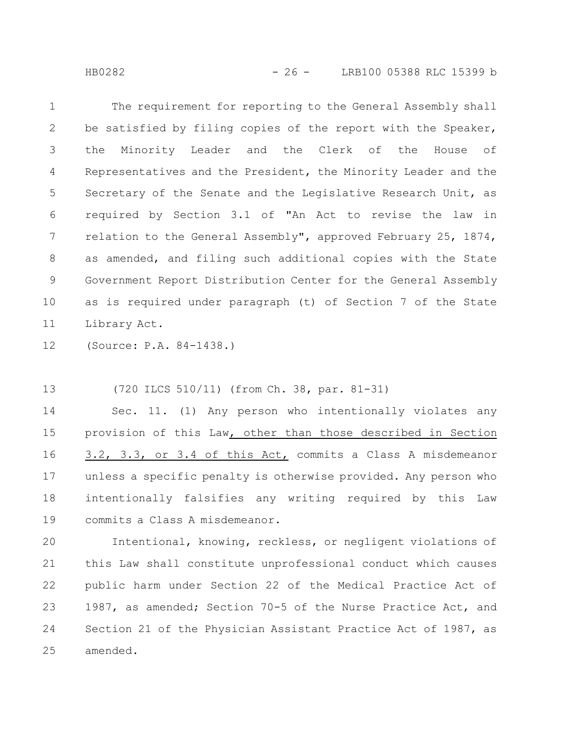The requirement for reporting to the General Assembly shall be satisfied by filing copies of the report with the Speaker, the Minority Leader and the Clerk of the House of Representatives and the President, the Minority Leader and the Secretary of the Senate and the Legislative Research Unit, as required by Section 3.1 of "An Act to revise the law in relation to the General Assembly", approved February 25, 1874, as amended, and filing such additional copies with the State Government Report Distribution Center for the General Assembly as is required under paragraph (t) of Section 7 of the State Library Act.

(Source: P.A. 84-1438.)

(720 ILCS 510/11) (from Ch. 38, par. 81-31)

Sec. 11. (1) Any person who intentionally violates any provision of this Law, other than those described in Section 3.2, 3.3, or 3.4 of this Act, commits a Class A misdemeanor unless a specific penalty is otherwise provided. Any person who intentionally falsifies any writing required by this Law commits a Class A misdemeanor.

Intentional, knowing, reckless, or negligent violations of this Law shall constitute unprofessional conduct which causes public harm under Section 22 of the Medical Practice Act of 1987, as amended; Section 70-5 of the Nurse Practice Act, and Section 21 of the Physician Assistant Practice Act of 1987, as amended.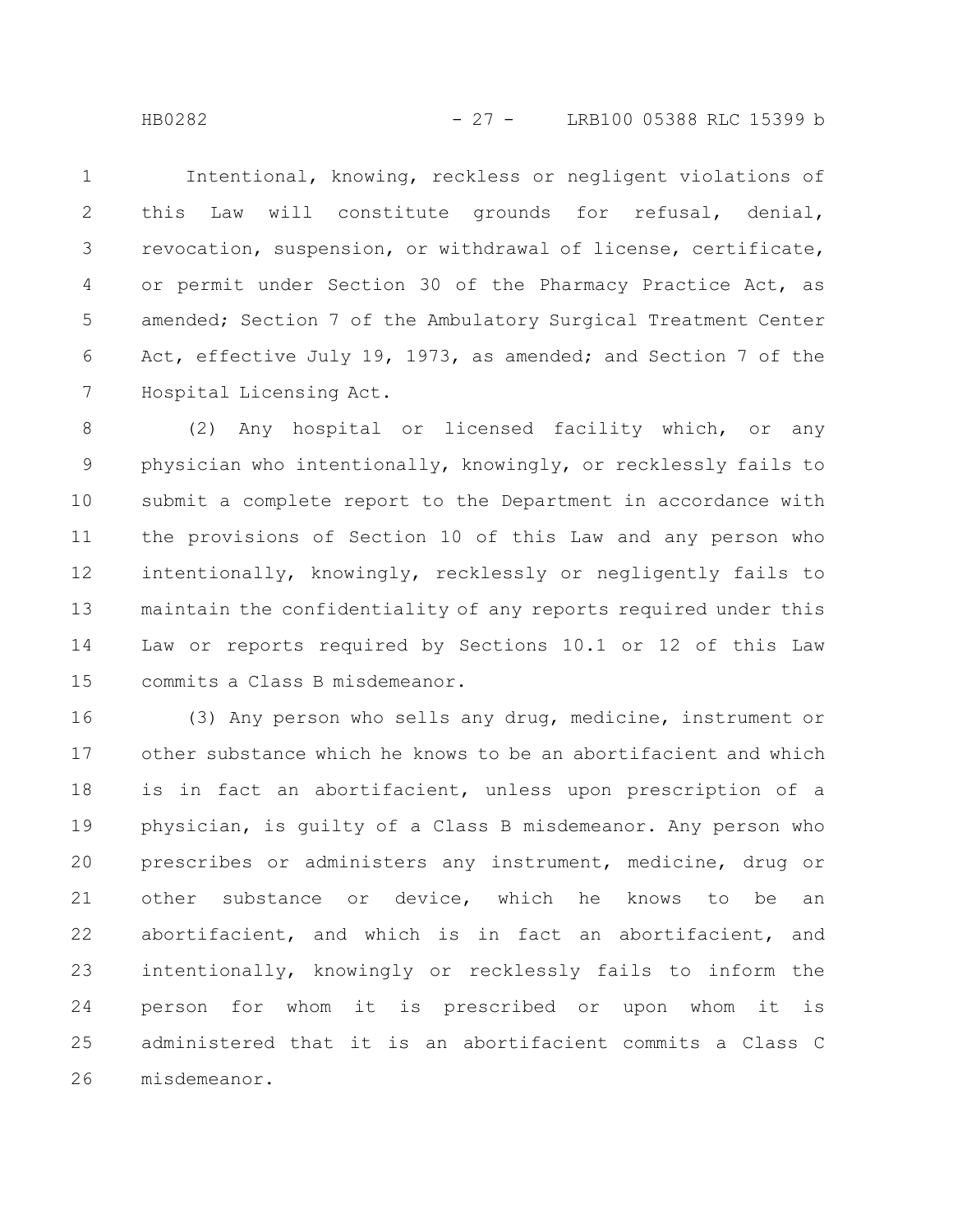Intentional, knowing, reckless or negligent violations of this Law will constitute grounds for refusal, denial, revocation, suspension, or withdrawal of license, certificate, or permit under Section 30 of the Pharmacy Practice Act, as amended; Section 7 of the Ambulatory Surgical Treatment Center Act, effective July 19, 1973, as amended; and Section 7 of the Hospital Licensing Act.

(2) Any hospital or licensed facility which, or any physician who intentionally, knowingly, or recklessly fails to submit a complete report to the Department in accordance with the provisions of Section 10 of this Law and any person who intentionally, knowingly, recklessly or negligently fails to maintain the confidentiality of any reports required under this Law or reports required by Sections 10.1 or 12 of this Law commits a Class B misdemeanor.

(3) Any person who sells any drug, medicine, instrument or other substance which he knows to be an abortifacient and which is in fact an abortifacient, unless upon prescription of a physician, is guilty of a Class B misdemeanor. Any person who prescribes or administers any instrument, medicine, drug or other substance or device, which he knows to be an abortifacient, and which is in fact an abortifacient, and intentionally, knowingly or recklessly fails to inform the person for whom it is prescribed or upon whom it is administered that it is an abortifacient commits a Class C misdemeanor.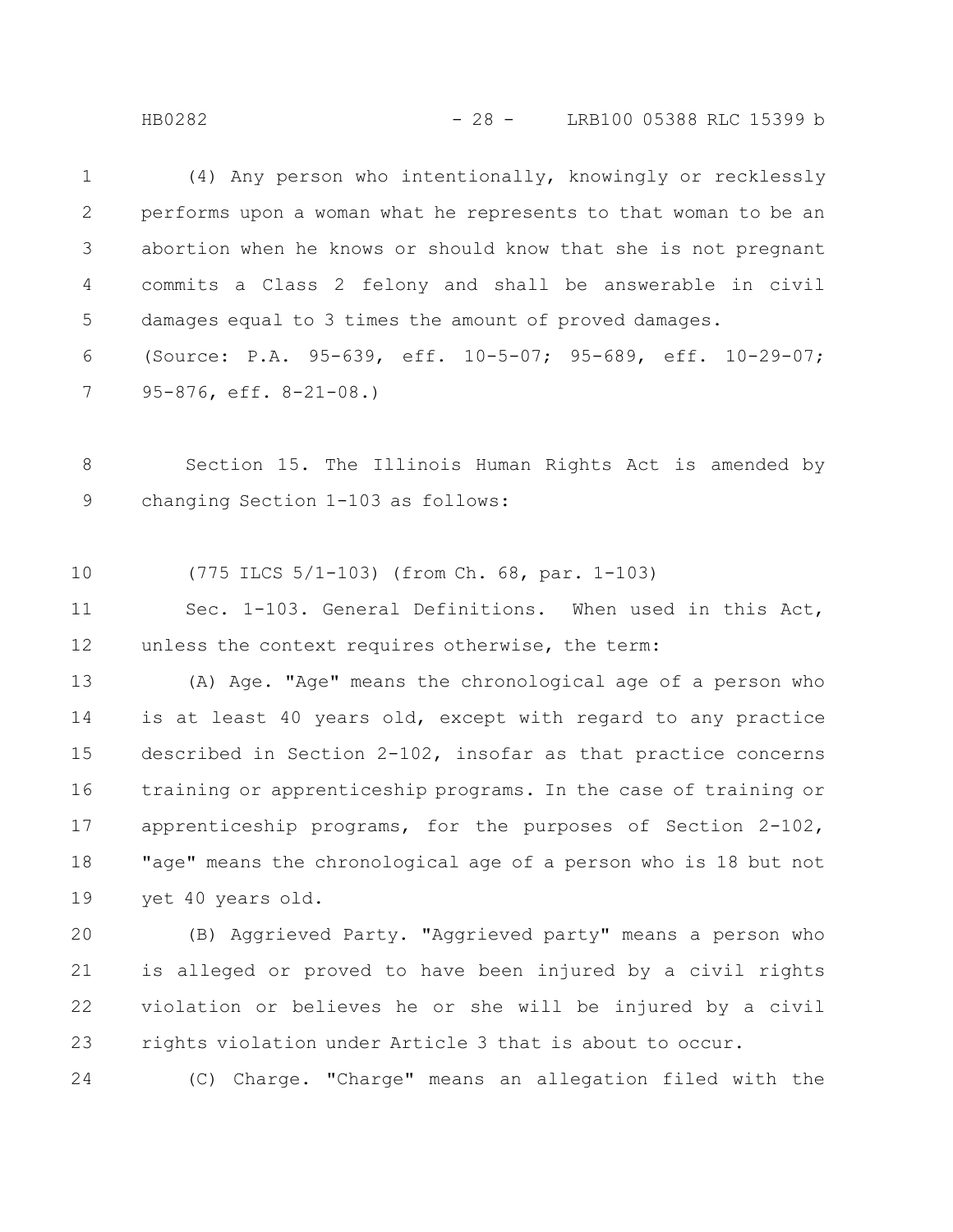(4) Any person who intentionally, knowingly or recklessly performs upon a woman what he represents to that woman to be an abortion when he knows or should know that she is not pregnant commits a Class 2 felony and shall be answerable in civil damages equal to 3 times the amount of proved damages.

(Source: P.A. 95-639, eff. 10-5-07; 95-689, eff. 10-29-07; 95-876, eff. 8-21-08.)

Section 15. The Illinois Human Rights Act is amended by changing Section 1-103 as follows:

(775 ILCS 5/1-103) (from Ch. 68, par. 1-103)

Sec. 1-103. General Definitions. When used in this Act, unless the context requires otherwise, the term:

(A) Age. "Age" means the chronological age of a person who is at least 40 years old, except with regard to any practice described in Section 2-102, insofar as that practice concerns training or apprenticeship programs. In the case of training or apprenticeship programs, for the purposes of Section 2-102, "age" means the chronological age of a person who is 18 but not yet 40 years old.

(B) Aggrieved Party. "Aggrieved party" means a person who is alleged or proved to have been injured by a civil rights violation or believes he or she will be injured by a civil rights violation under Article 3 that is about to occur.

(C) Charge. "Charge" means an allegation filed with the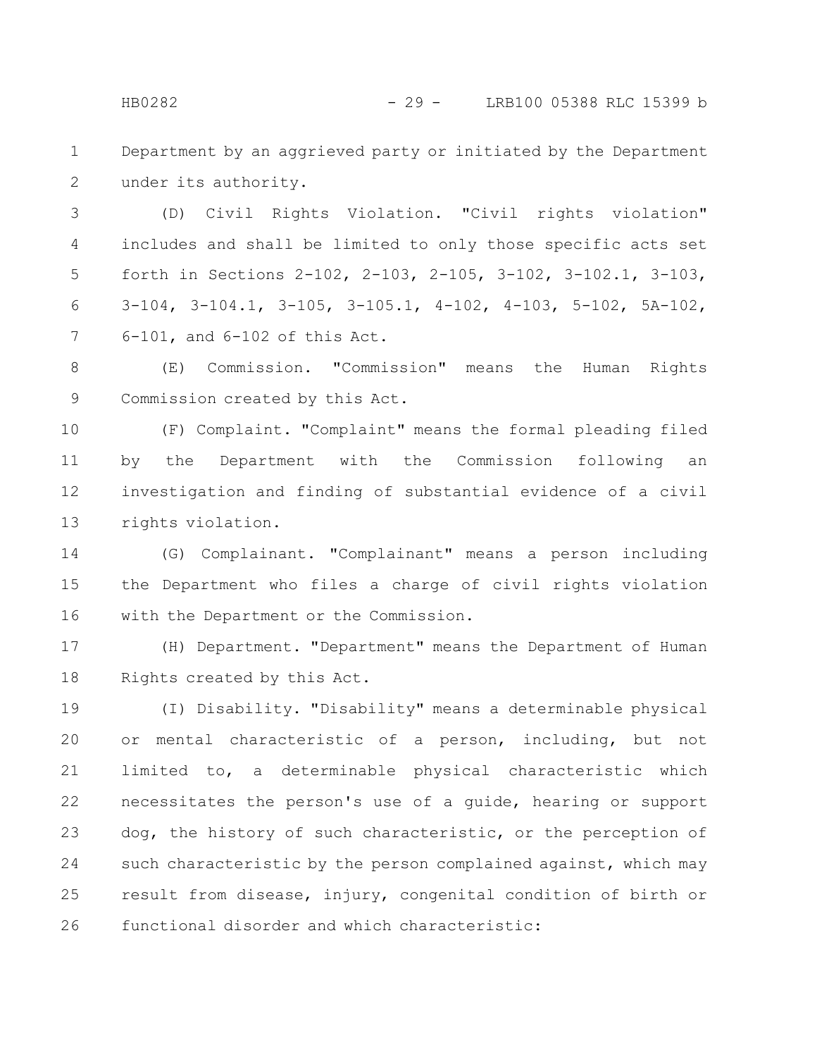Department by an aggrieved party or initiated by the Department under its authority.

(D) Civil Rights Violation. "Civil rights violation" includes and shall be limited to only those specific acts set forth in Sections 2-102, 2-103, 2-105, 3-102, 3-102.1, 3-103, 3-104, 3-104.1, 3-105, 3-105.1, 4-102, 4-103, 5-102, 5A-102, 6-101, and 6-102 of this Act.

(E) Commission. "Commission" means the Human Rights Commission created by this Act.

(F) Complaint. "Complaint" means the formal pleading filed by the Department with the Commission following an investigation and finding of substantial evidence of a civil rights violation.

(G) Complainant. "Complainant" means a person including the Department who files a charge of civil rights violation with the Department or the Commission.

(H) Department. "Department" means the Department of Human Rights created by this Act.

(I) Disability. "Disability" means a determinable physical or mental characteristic of a person, including, but not limited to, a determinable physical characteristic which necessitates the person's use of a guide, hearing or support dog, the history of such characteristic, or the perception of such characteristic by the person complained against, which may result from disease, injury, congenital condition of birth or functional disorder and which characteristic: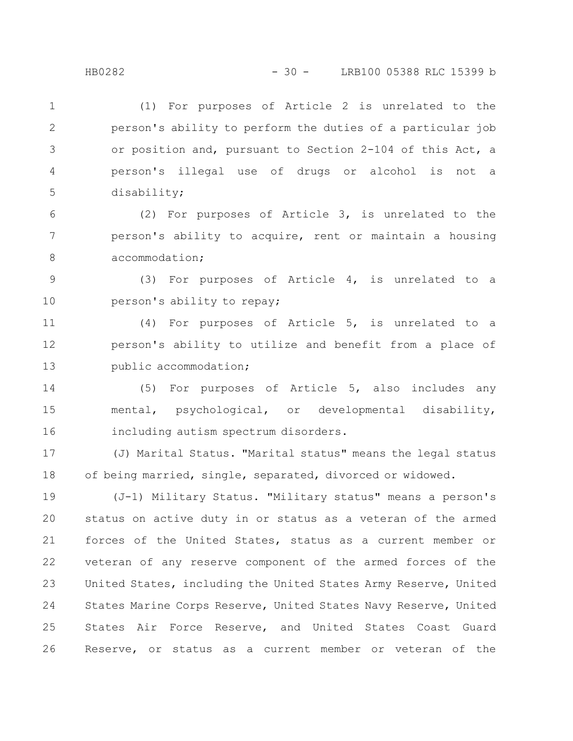(1) For purposes of Article 2 is unrelated to the person's ability to perform the duties of a particular job or position and, pursuant to Section 2-104 of this Act, a person's illegal use of drugs or alcohol is not a disability;

(2) For purposes of Article 3, is unrelated to the person's ability to acquire, rent or maintain a housing accommodation;

(3) For purposes of Article 4, is unrelated to a person's ability to repay;

(4) For purposes of Article 5, is unrelated to a person's ability to utilize and benefit from a place of public accommodation;

(5) For purposes of Article 5, also includes any mental, psychological, or developmental disability, including autism spectrum disorders.

(J) Marital Status. "Marital status" means the legal status of being married, single, separated, divorced or widowed.

(J-1) Military Status. "Military status" means a person's status on active duty in or status as a veteran of the armed forces of the United States, status as a current member or veteran of any reserve component of the armed forces of the United States, including the United States Army Reserve, United States Marine Corps Reserve, United States Navy Reserve, United States Air Force Reserve, and United States Coast Guard Reserve, or status as a current member or veteran of the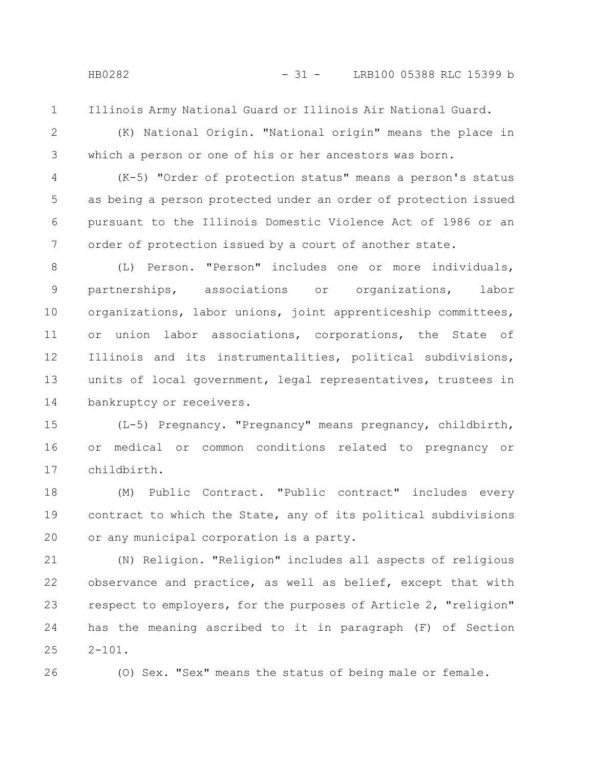Illinois Army National Guard or Illinois Air National Guard.

(K) National Origin. "National origin" means the place in which a person or one of his or her ancestors was born.

(K-5) "Order of protection status" means a person's status as being a person protected under an order of protection issued pursuant to the Illinois Domestic Violence Act of 1986 or an order of protection issued by a court of another state.

(L) Person. "Person" includes one or more individuals, partnerships, associations or organizations, labor organizations, labor unions, joint apprenticeship committees, or union labor associations, corporations, the State of Illinois and its instrumentalities, political subdivisions, units of local government, legal representatives, trustees in bankruptcy or receivers.

(L-5) Pregnancy. "Pregnancy" means pregnancy, childbirth, or medical or common conditions related to pregnancy or childbirth.

(M) Public Contract. "Public contract" includes every contract to which the State, any of its political subdivisions or any municipal corporation is a party.

(N) Religion. "Religion" includes all aspects of religious observance and practice, as well as belief, except that with respect to employers, for the purposes of Article 2, "religion" has the meaning ascribed to it in paragraph (F) of Section 2-101.

(O) Sex. "Sex" means the status of being male or female.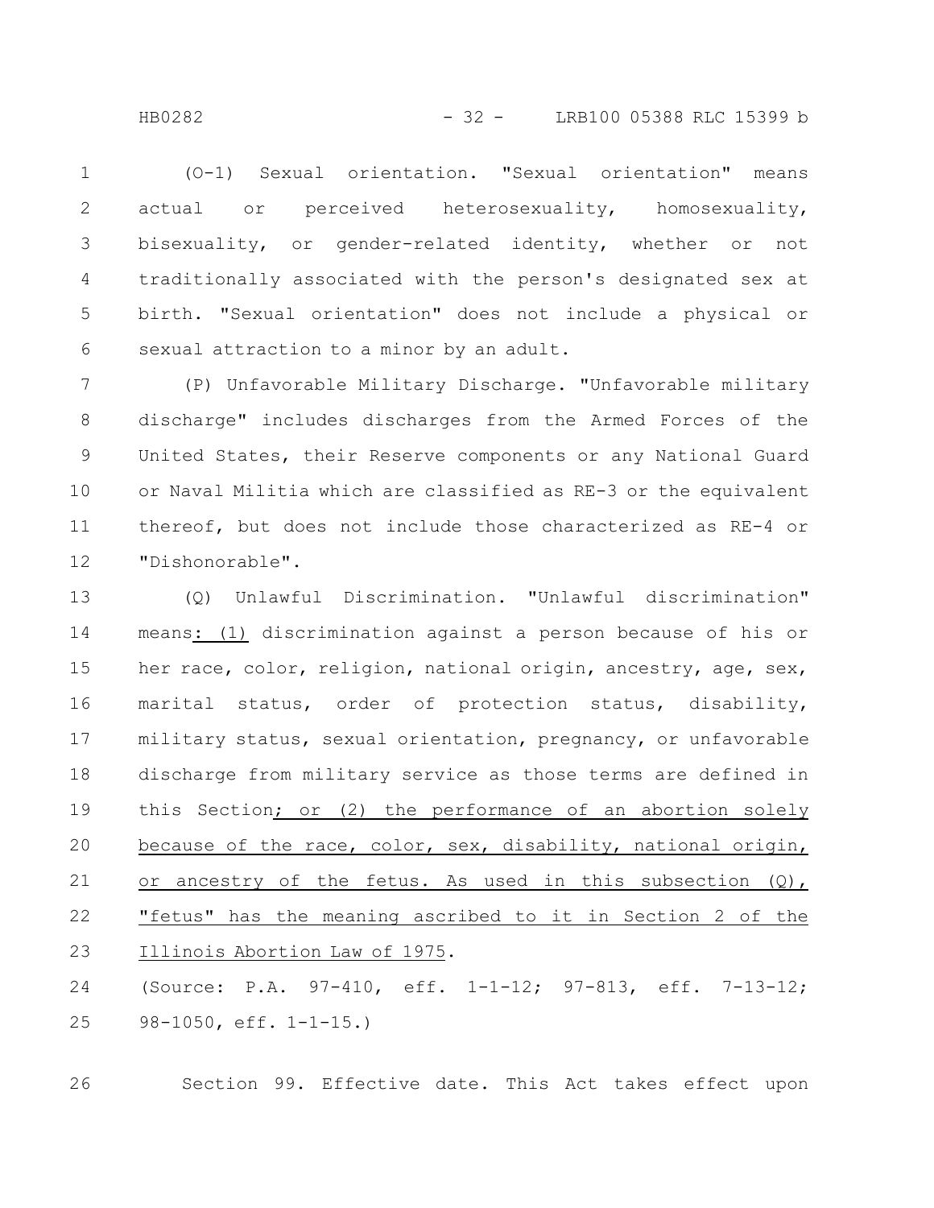(O-1) Sexual orientation. "Sexual orientation" means actual or perceived heterosexuality, homosexuality, bisexuality, or gender-related identity, whether or not traditionally associated with the person's designated sex at birth. "Sexual orientation" does not include a physical or sexual attraction to a minor by an adult.

(P) Unfavorable Military Discharge. "Unfavorable military discharge" includes discharges from the Armed Forces of the United States, their Reserve components or any National Guard or Naval Militia which are classified as RE-3 or the equivalent thereof, but does not include those characterized as RE-4 or "Dishonorable".

(Q) Unlawful Discrimination. "Unlawful discrimination" means: (1) discrimination against a person because of his or her race, color, religion, national origin, ancestry, age, sex, marital status, order of protection status, disability, military status, sexual orientation, pregnancy, or unfavorable discharge from military service as those terms are defined in this Section; or (2) the performance of an abortion solely because of the race, color, sex, disability, national origin, or ancestry of the fetus. As used in this subsection (Q), "fetus" has the meaning ascribed to it in Section 2 of the Illinois Abortion Law of 1975.

(Source: P.A. 97-410, eff. 1-1-12; 97-813, eff. 7-13-12; 98-1050, eff. 1-1-15.)

Section 99. Effective date. This Act takes effect upon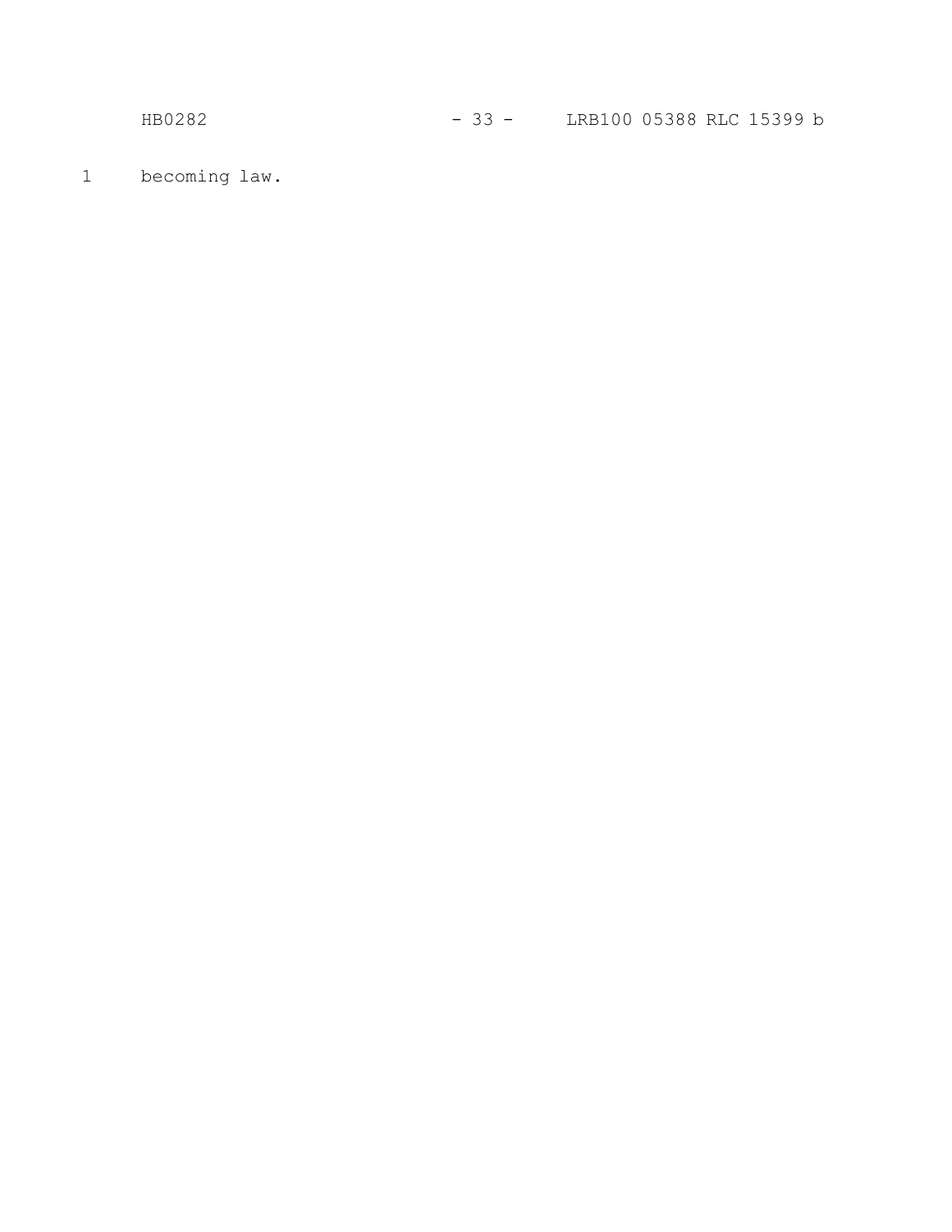becoming law.